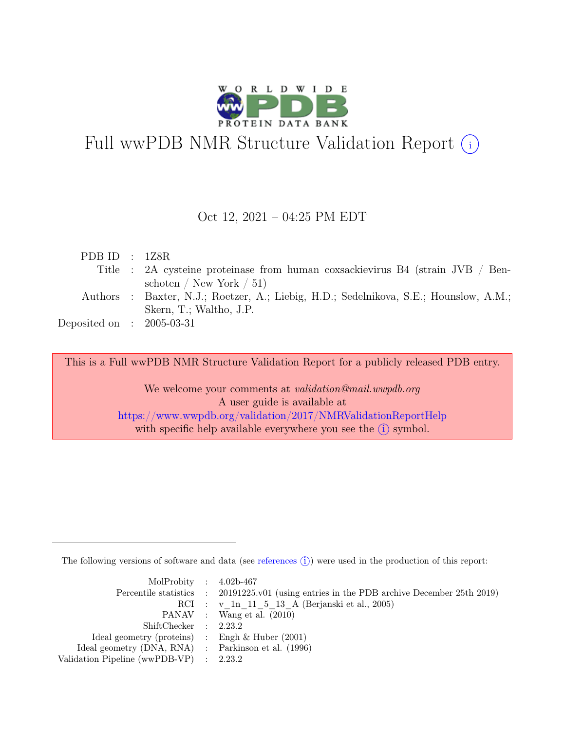# Full wwPDB NMR Structure Validation Report (i)

Oct 12, 2021 – 04:25 PM EDT

| | | |
|---|---|---|
| PDB ID | : | 1Z8R |
| Title | : | 2A cysteine proteinase from human coxsackievirus B4 (strain JVB / Benschoten / New York / 51) |
| Authors | : | Baxter, N.J.; Roetzer, A.; Liebig, H.D.; Sedelnikova, S.E.; Hounslow, A.M.; Skern, T.; Waltho, J.P. |
| Deposited on | : | 2005-03-31 |

This is a Full wwPDB NMR Structure Validation Report for a publicly released PDB entry.

We welcome your comments at *validation@mail.wwpdb.org*
A user guide is available at
https://www.wwpdb.org/validation/2017/NMRValidationReportHelp
with specific help available everywhere you see the (i) symbol.

The following versions of software and data (see references (i)) were used in the production of this report:

| | | |
|---|---|---|
| MolProbity | : | 4.02b-467 |
| Percentile statistics | : | 20191225.v01 (using entries in the PDB archive December 25th 2019) |
| RCI | : | v_1n_11_5_13_A (Berjanski et al., 2005) |
| PANAV | : | Wang et al. (2010) |
| ShiftChecker | : | 2.23.2 |
| Ideal geometry (proteins) | : | Engh & Huber (2001) |
| Ideal geometry (DNA, RNA) | : | Parkinson et al. (1996) |
| Validation Pipeline (wwPDB-VP) | : | 2.23.2 |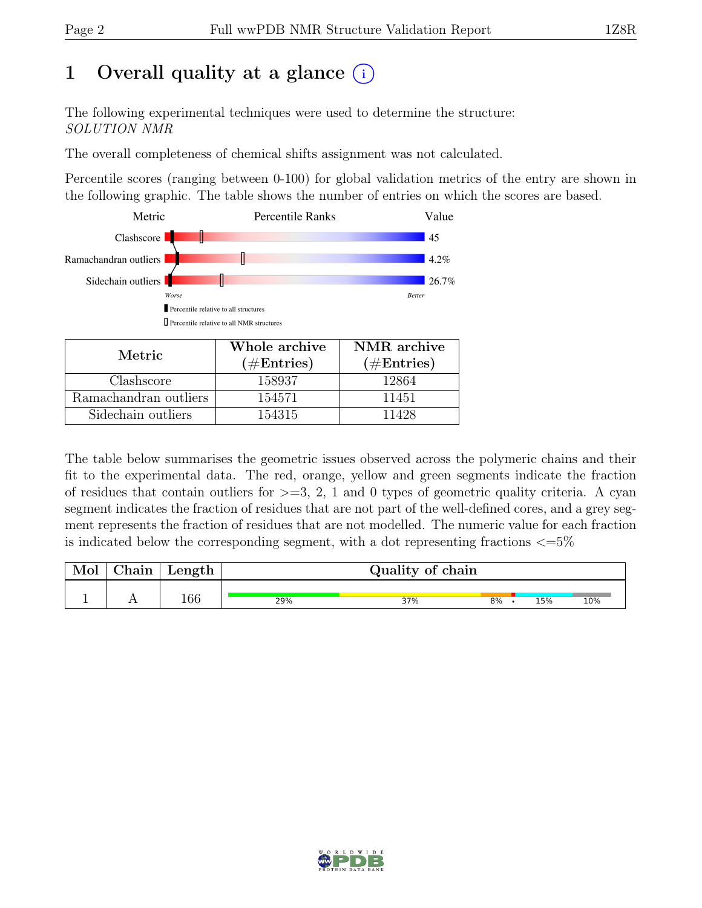# 1 Overall quality at a glance (i)

The following experimental techniques were used to determine the structure:
*SOLUTION NMR*

The overall completeness of chemical shifts assignment was not calculated.

Percentile scores (ranging between 0-100) for global validation metrics of the entry are shown in the following graphic. The table shows the number of entries on which the scores are based.

| Metric | Percentile Ranks | Value |
|---|---|---|
| Clashscore | | 45 |
| Ramachandran outliers | | 4.2% |
| Sidechain outliers | | 26.7% |

Worse — Better

▮ Percentile relative to all structures

▯ Percentile relative to all NMR structures

| Metric | Whole archive (#Entries) | NMR archive (#Entries) |
|---|---|---|
| Clashscore | 158937 | 12864 |
| Ramachandran outliers | 154571 | 11451 |
| Sidechain outliers | 154315 | 11428 |

The table below summarises the geometric issues observed across the polymeric chains and their fit to the experimental data. The red, orange, yellow and green segments indicate the fraction of residues that contain outliers for >=3, 2, 1 and 0 types of geometric quality criteria. A cyan segment indicates the fraction of residues that are not part of the well-defined cores, and a grey segment represents the fraction of residues that are not modelled. The numeric value for each fraction is indicated below the corresponding segment, with a dot representing fractions <=5%

| Mol | Chain | Length | Quality of chain |
|---|---|---|---|
| 1 | A | 166 | 29% 37% 8% • 15% 10% |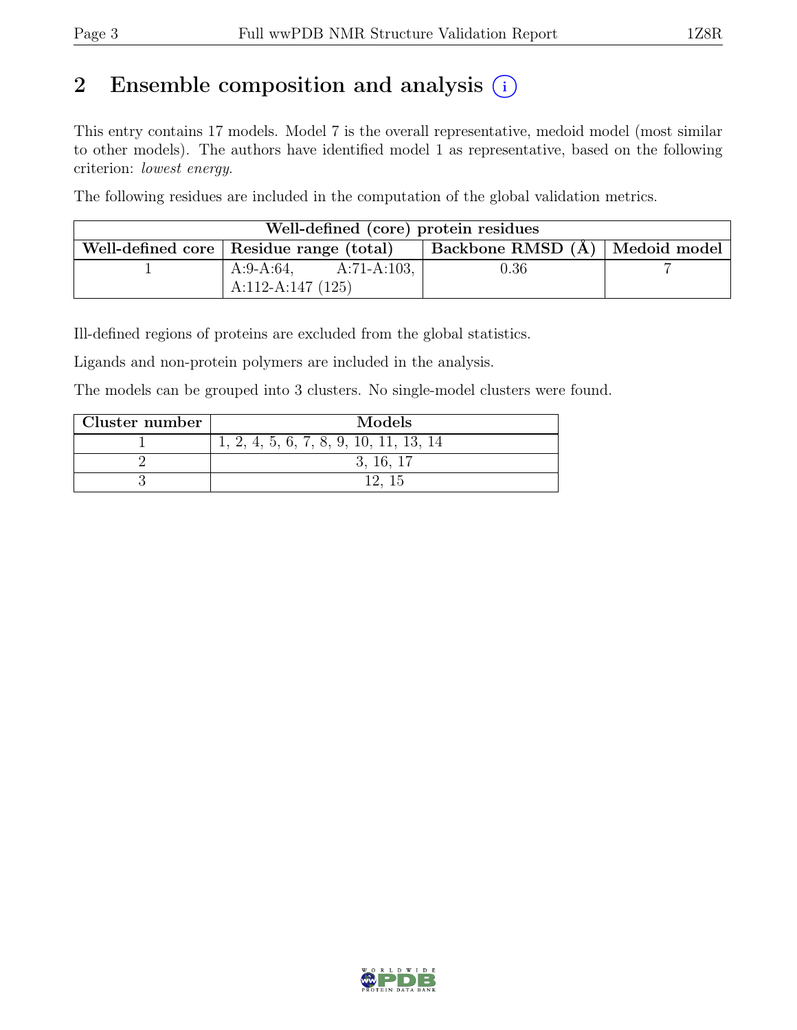# 2 Ensemble composition and analysis

This entry contains 17 models. Model 7 is the overall representative, medoid model (most similar to other models). The authors have identified model 1 as representative, based on the following criterion: *lowest energy*.

The following residues are included in the computation of the global validation metrics.

| Well-defined (core) protein residues | | | |
|---|---|---|---|
| Well-defined core | Residue range (total) | Backbone RMSD (Å) | Medoid model |
| 1 | A:9-A:64, A:71-A:103, A:112-A:147 (125) | 0.36 | 7 |

Ill-defined regions of proteins are excluded from the global statistics.

Ligands and non-protein polymers are included in the analysis.

The models can be grouped into 3 clusters. No single-model clusters were found.

| Cluster number | Models |
|---|---|
| 1 | 1, 2, 4, 5, 6, 7, 8, 9, 10, 11, 13, 14 |
| 2 | 3, 16, 17 |
| 3 | 12, 15 |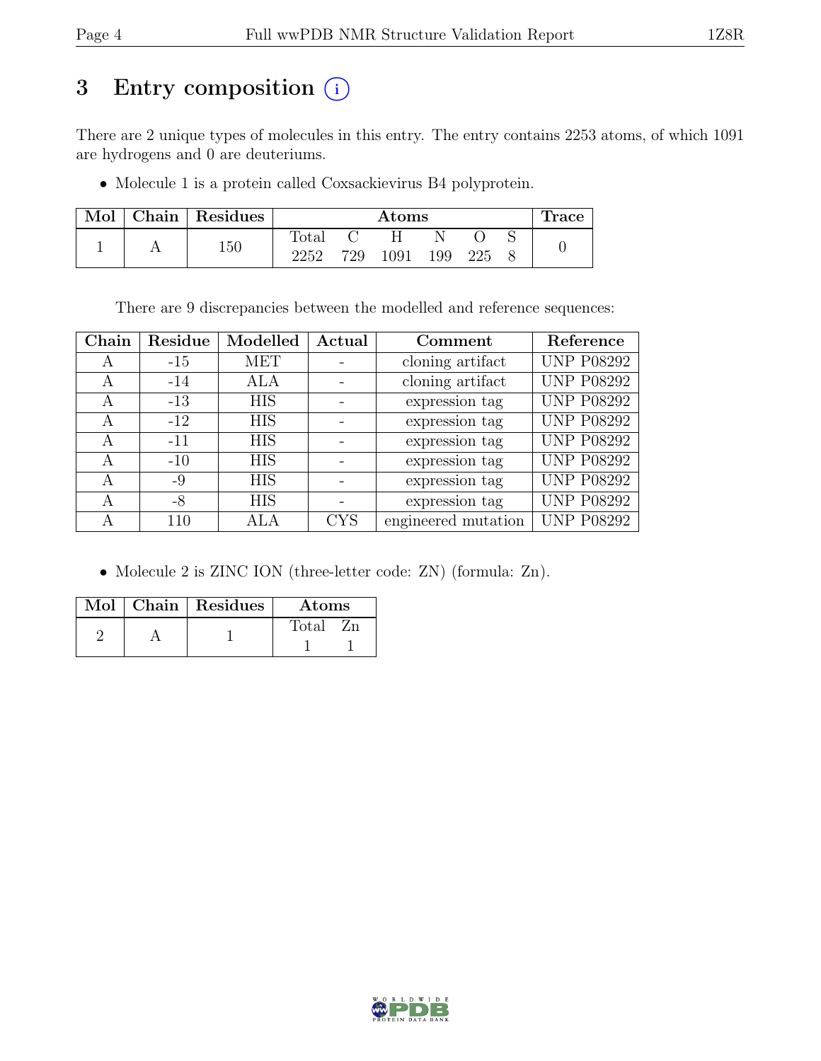# 3 Entry composition (i)

There are 2 unique types of molecules in this entry. The entry contains 2253 atoms, of which 1091 are hydrogens and 0 are deuteriums.

- Molecule 1 is a protein called Coxsackievirus B4 polyprotein.

| Mol | Chain | Residues | Atoms | | | | | | Trace |
|---|---|---|---|---|---|---|---|---|---|
| | | | Total | C | H | N | O | S | |
| 1 | A | 150 | 2252 | 729 | 1091 | 199 | 225 | 8 | 0 |

There are 9 discrepancies between the modelled and reference sequences:

| Chain | Residue | Modelled | Actual | Comment | Reference |
|---|---|---|---|---|---|
| A | -15 | MET | - | cloning artifact | UNP P08292 |
| A | -14 | ALA | - | cloning artifact | UNP P08292 |
| A | -13 | HIS | - | expression tag | UNP P08292 |
| A | -12 | HIS | - | expression tag | UNP P08292 |
| A | -11 | HIS | - | expression tag | UNP P08292 |
| A | -10 | HIS | - | expression tag | UNP P08292 |
| A | -9 | HIS | - | expression tag | UNP P08292 |
| A | -8 | HIS | - | expression tag | UNP P08292 |
| A | 110 | ALA | CYS | engineered mutation | UNP P08292 |

- Molecule 2 is ZINC ION (three-letter code: ZN) (formula: Zn).

| Mol | Chain | Residues | Atoms | |
|---|---|---|---|---|
| | | | Total | Zn |
| 2 | A | 1 | 1 | 1 |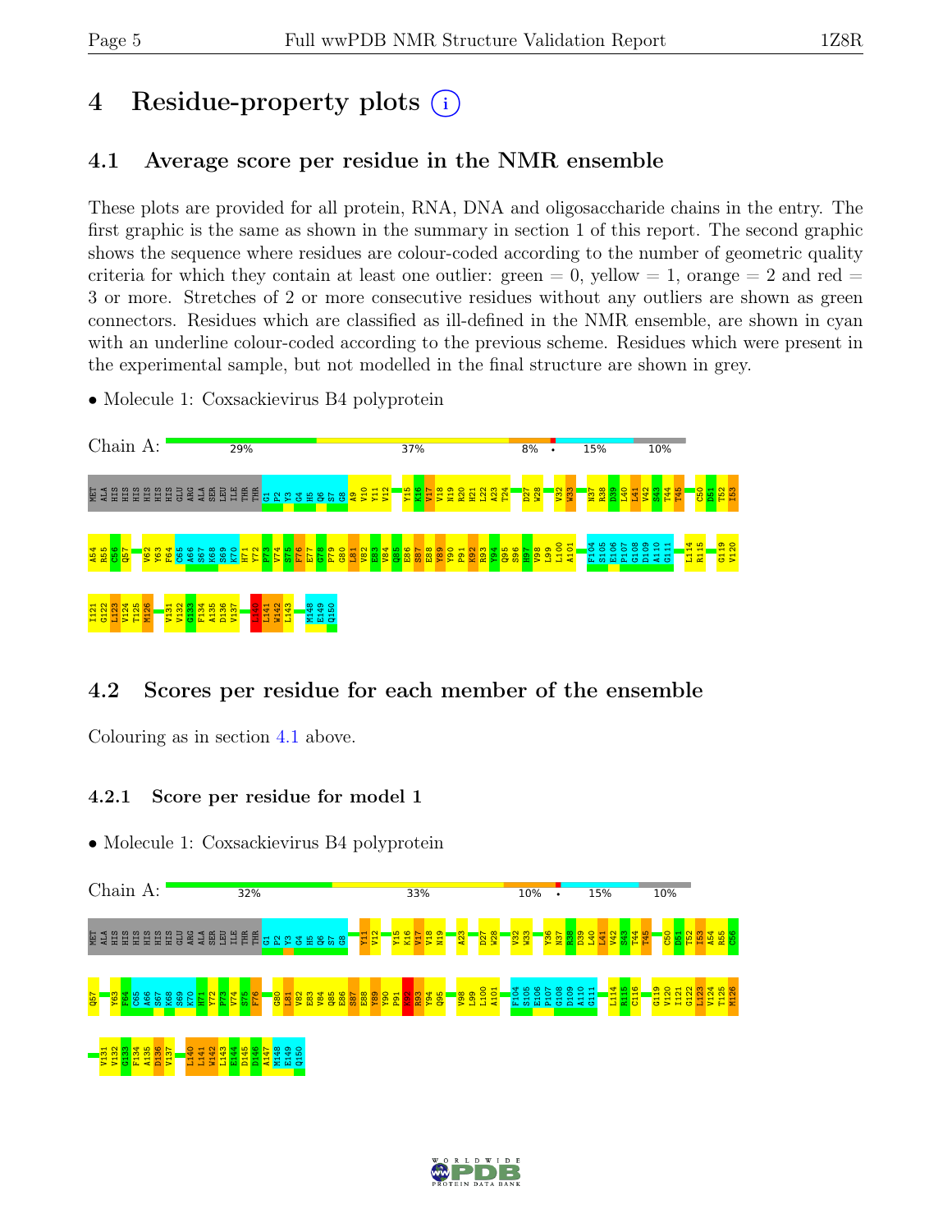# 4 Residue-property plots

## 4.1 Average score per residue in the NMR ensemble

These plots are provided for all protein, RNA, DNA and oligosaccharide chains in the entry. The first graphic is the same as shown in the summary in section 1 of this report. The second graphic shows the sequence where residues are colour-coded according to the number of geometric quality criteria for which they contain at least one outlier: green = 0, yellow = 1, orange = 2 and red = 3 or more. Stretches of 2 or more consecutive residues without any outliers are shown as green connectors. Residues which are classified as ill-defined in the NMR ensemble, are shown in cyan with an underline colour-coded according to the previous scheme. Residues which were present in the experimental sample, but not modelled in the final structure are shown in grey.

- Molecule 1: Coxsackievirus B4 polyprotein

Chain A: 29% 37% 8% • 15% 10%

MET ALA HIS HIS HIS HIS HIS HIS GLU ARG ALA SER LEU ILE THR THR G1 P2 Y3 G4 H5 Q6 S7 G8 A9 V10 Y11 V12 Y15 K16 V17 V18 N19 R20 H21 L22 A23 T24 D27 W28 V32 W33 N37 R38 D39 L40 L41 V42 S43 T44 T45 C50 D51 T52 I53 A54 R55 C56 Q57 V62 Y63 F64 C65 A66 S67 K68 S69 K70 H71 Y72 P73 V74 S75 F76 E77 G78 P79 G80 L81 V82 E83 V84 Q85 E86 S87 E88 Y89 Y90 P91 K92 R93 Y94 Q95 S96 H97 V98 L99 L100 A101 F104 S105 E106 P107 G108 D109 A110 G111 L114 R115 G119 V120 I121 G122 L123 V124 T125 M126 V131 V132 G133 F134 A135 D136 V137 L140 L141 W142 L143 M148 E149 Q150

## 4.2 Scores per residue for each member of the ensemble

Colouring as in section 4.1 above.

### 4.2.1 Score per residue for model 1

- Molecule 1: Coxsackievirus B4 polyprotein

Chain A: 32% 33% 10% • 15% 10%

MET ALA HIS HIS HIS HIS HIS HIS GLU ARG ALA SER LEU ILE THR THR G1 P2 Y3 G4 H5 Q6 S7 G8 Y11 V12 Y15 K16 V17 V18 N19 A23 D27 W28 V32 W33 Y36 N37 R38 D39 L40 L41 V42 S43 T44 T45 C50 D51 T52 I53 A54 R55 C56 Q57 Y63 F64 C65 A66 S67 K68 S69 K70 H71 Y72 P73 V74 S75 F76 G80 L81 V82 E83 V84 Q85 E86 S87 E88 Y89 Y90 P91 K92 R93 Y94 Q95 V98 L99 L100 A101 F104 S105 E106 P107 G108 D109 A110 G111 L114 R115 C116 G119 V120 I121 G122 L123 V124 T125 M126 V131 V132 G133 F134 A135 D136 V137 L140 L141 W142 L143 E144 D145 D146 A147 M148 E149 Q150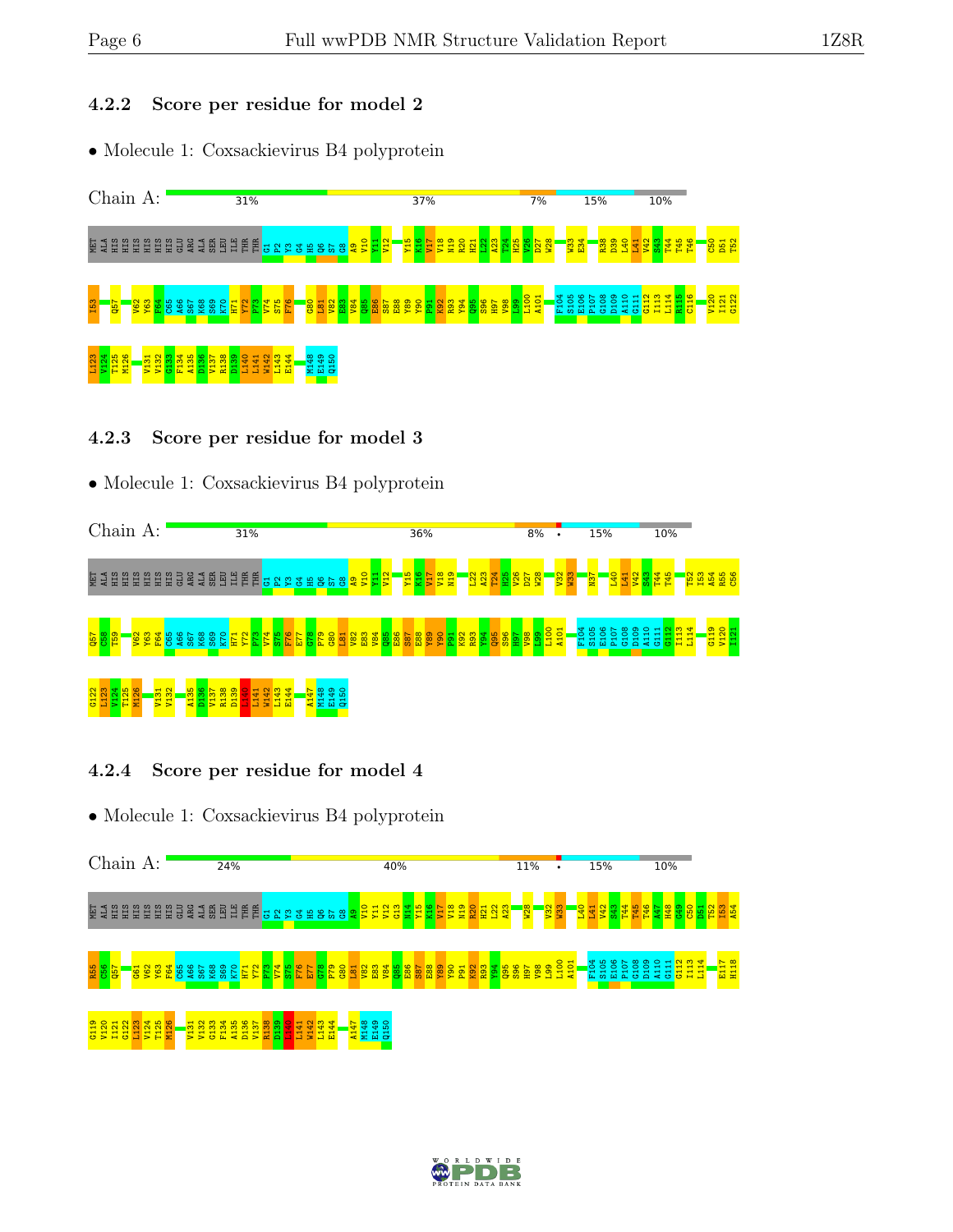### 4.2.2 Score per residue for model 2

- Molecule 1: Coxsackievirus B4 polyprotein

Chain A: 31% 37% 7% 15% 10%

MET ALA HIS HIS HIS HIS HIS HIS GLU ARG ALA SER LEU ILE THR THR G1 P2 Y3 G4 H5 Q6 S7 G8 A9 V10 Y11 V12 Y15 K16 V17 Y18 N19 R20 H21 L22 A23 T24 H25 V26 D27 W28 W33 E34 R38 D39 L40 L41 V42 S43 T44 T45 T46 I C50 D51 T52 I53 Q57 V62 Y63 F64 C65 A66 S67 K68 S69 K70 H71 Y72 P73 V74 S75 F76 G80 L81 V82 E83 V84 Q85 E86 S87 E88 Y89 Y90 P91 K92 R93 Y94 Q95 S96 H97 V98 L99 L100 A101 F104 S105 E106 P107 G108 D109 A110 G111 G112 I113 L114 K115 C116 V120 I121 G122 L123 V124 T125 M126 V131 V132 G133 F134 A135 D136 V137 R138 D139 L140 L141 W142 L143 E144 M148 E149 Q150

### 4.2.3 Score per residue for model 3

- Molecule 1: Coxsackievirus B4 polyprotein

Chain A: 31% 36% 8% • 15% 10%

MET ALA HIS HIS HIS HIS HIS HIS GLU ARG ALA SER LEU ILE THR THR G1 P2 Y3 G4 H5 Q6 S7 G8 A9 V10 Y11 V12 Y15 K16 V17 Y18 N19 L22 A23 T24 H25 V26 D27 W28 V32 W33 N37 L40 L41 V42 S43 T44 T45 T52 I53 A54 R55 C56 Q57 C58 T59 V62 Y63 F64 C65 A66 S67 K68 S69 K70 H71 Y72 P73 V74 S75 F76 E77 G78 P79 G80 L81 V82 E83 V84 Q85 E86 S87 E88 Y89 Y90 P91 K92 R93 Y94 Q95 S96 H97 V98 L99 L100 A101 F104 S105 E106 P107 G108 D109 A110 G111 G112 I113 L114 G119 V120 I121 G122 L123 V124 T125 M126 V131 V132 A135 D136 V137 R138 D139 L140 L141 W142 L143 E144 A147 M148 E149 Q150

### 4.2.4 Score per residue for model 4

- Molecule 1: Coxsackievirus B4 polyprotein

Chain A: 24% 40% 11% • 15% 10%

MET ALA HIS HIS HIS HIS HIS HIS GLU ARG ALA SER LEU ILE THR THR G1 P2 Y3 G4 H5 Q6 S7 G8 A9 V10 Y11 V12 G13 N14 Y15 K16 V17 Y18 N19 R20 H21 L22 A23 W28 V32 W33 L40 L41 V42 S43 T44 T45 T46 A47 H48 Q49 C50 D51 T52 I53 A54 R55 C56 Q57 G61 V62 Y63 F64 C65 A66 S67 K68 S69 K70 H71 Y72 P73 V74 S75 F76 E77 G78 P79 G80 L81 V82 E83 V84 Q85 E86 S87 E88 Y89 Y90 P91 K92 R93 Y94 Q95 S96 H97 V98 L99 L100 A101 F104 S105 E106 P107 G108 D109 A110 G111 G112 I113 L114 E117 H118 G119 V120 I121 G122 L123 V124 T125 M126 V131 V132 G133 F134 A135 D136 V137 R138 D139 L140 L141 W142 L143 E144 A147 M148 E149 Q150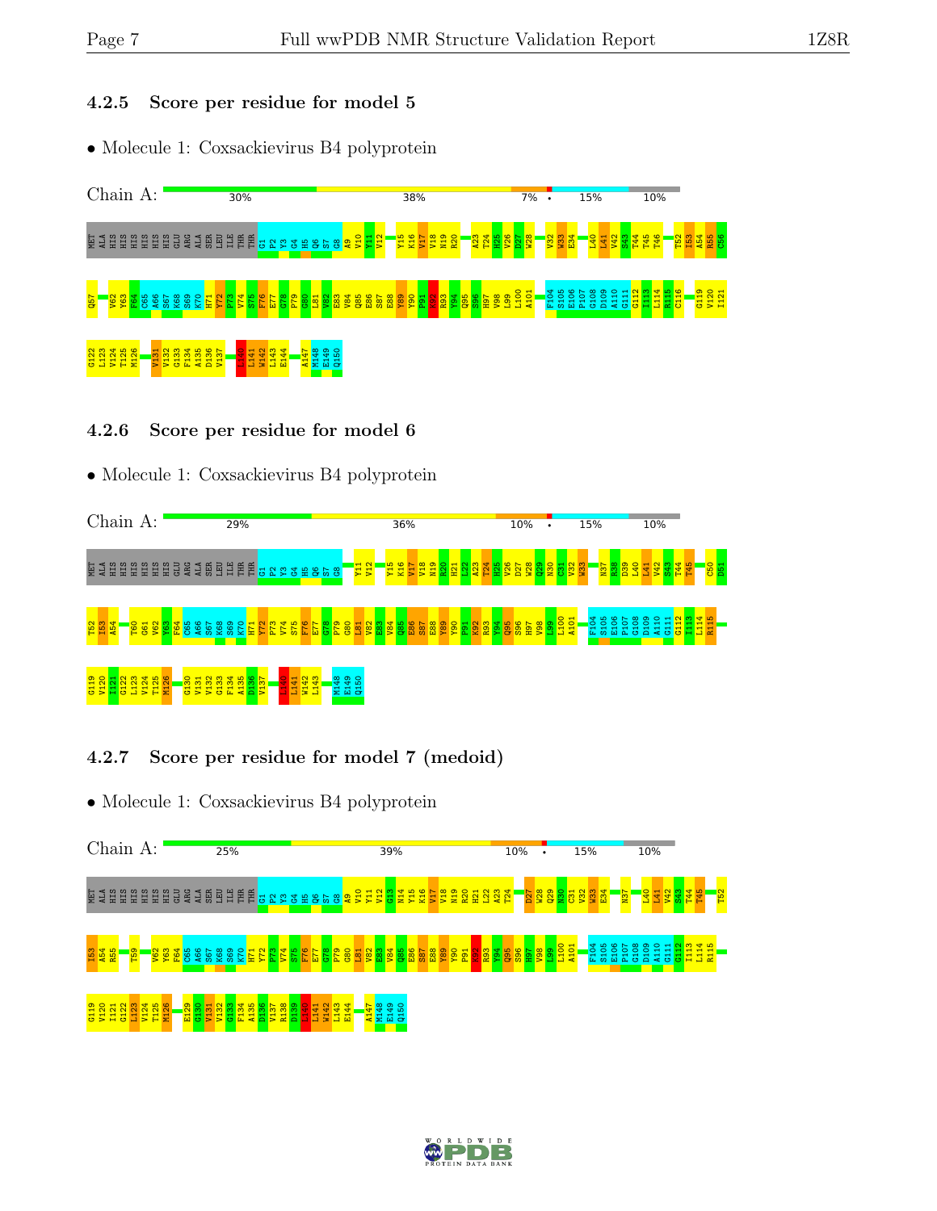### 4.2.5 Score per residue for model 5

- Molecule 1: Coxsackievirus B4 polyprotein

Chain A: 30% | 38% | 7% | • | 15% | 10%

MET ALA HIS HIS HIS HIS HIS HIS GLU ARG ALA SER LEU ILE THR THR G1 P2 Y3 G4 H5 Q6 S7 G8 A9 V10 Y11 V12 Y15 K16 V17 V18 N19 R20 A23 T24 H25 V26 D27 W28 V32 W33 E34 L40 L41 V42 S43 T44 T45 T46 T52 I53 A54 R55 C56 Q57 V62 Y63 F64 C65 A66 S67 K68 S69 K70 H71 Y72 P73 V74 S75 F76 E77 G78 P79 G80 L81 V82 E83 V84 Q85 E86 S87 E88 Y89 Y90 P91 K92 R93 Y94 Q95 S96 H97 V98 L99 L100 A101 F104 S105 E106 P107 G108 D109 A110 G111 G112 I113 L114 R115 C116 G119 V120 I121 G122 L123 V124 T125 M126 V131 V132 G133 F134 A135 D136 V137 L140 L141 W142 L143 E144 A147 M148 E149 Q150

### 4.2.6 Score per residue for model 6

- Molecule 1: Coxsackievirus B4 polyprotein

Chain A: 29% | 36% | 10% | • | 15% | 10%

MET ALA HIS HIS HIS HIS HIS HIS GLU ARG ALA SER LEU ILE THR THR G1 P2 Y3 G4 H5 Q6 S7 G8 Y11 V12 Y15 K16 V17 V18 N19 R20 H21 L22 A23 T24 H25 V26 D27 W28 Q29 N30 C31 V32 W33 N37 R38 D39 L40 L41 V42 S43 T44 T45 C50 D51 T52 I53 A54 T60 G61 V62 Y63 F64 C65 A66 S67 K68 S69 K70 H71 Y72 P73 V74 S75 F76 E77 G78 P79 G80 L81 V82 E83 V84 Q85 E86 S87 E88 Y89 Y90 P91 K92 R93 Y94 Q95 S96 H97 V98 L99 L100 A101 F104 S105 E106 P107 G108 D109 A110 G111 G112 I113 L114 R115 G119 V120 I121 G122 L123 V124 T125 M126 G130 V131 V132 G133 F134 A135 D136 V137 L140 L141 W142 L143 M148 E149 Q150

### 4.2.7 Score per residue for model 7 (medoid)

- Molecule 1: Coxsackievirus B4 polyprotein

Chain A: 25% | 39% | 10% | • | 15% | 10%

MET ALA HIS HIS HIS HIS HIS HIS GLU ARG ALA SER LEU ILE THR THR G1 P2 Y3 G4 H5 Q6 S7 G8 A9 V10 Y11 V12 G13 N14 Y15 K16 V17 V18 N19 R20 H21 L22 A23 T24 D27 W28 Q29 N30 C31 V32 W33 E34 N37 L40 L41 V42 S43 T44 T45 T52 I53 A54 R55 T59 V62 Y63 F64 C65 A66 S67 K68 S69 K70 H71 Y72 P73 V74 S75 F76 E77 G78 P79 G80 L81 V82 E83 V84 Q85 E86 S87 E88 Y89 Y90 P91 K92 R93 Y94 Q95 S96 H97 V98 L99 L100 A101 F104 S105 E106 P107 G108 D109 A110 G111 G112 I113 L114 R115 G119 V120 I121 G122 L123 V124 T125 M126 E129 G130 V131 V132 G133 F134 A135 D136 V137 R138 D139 L140 L141 W142 L143 E144 A147 M148 E149 Q150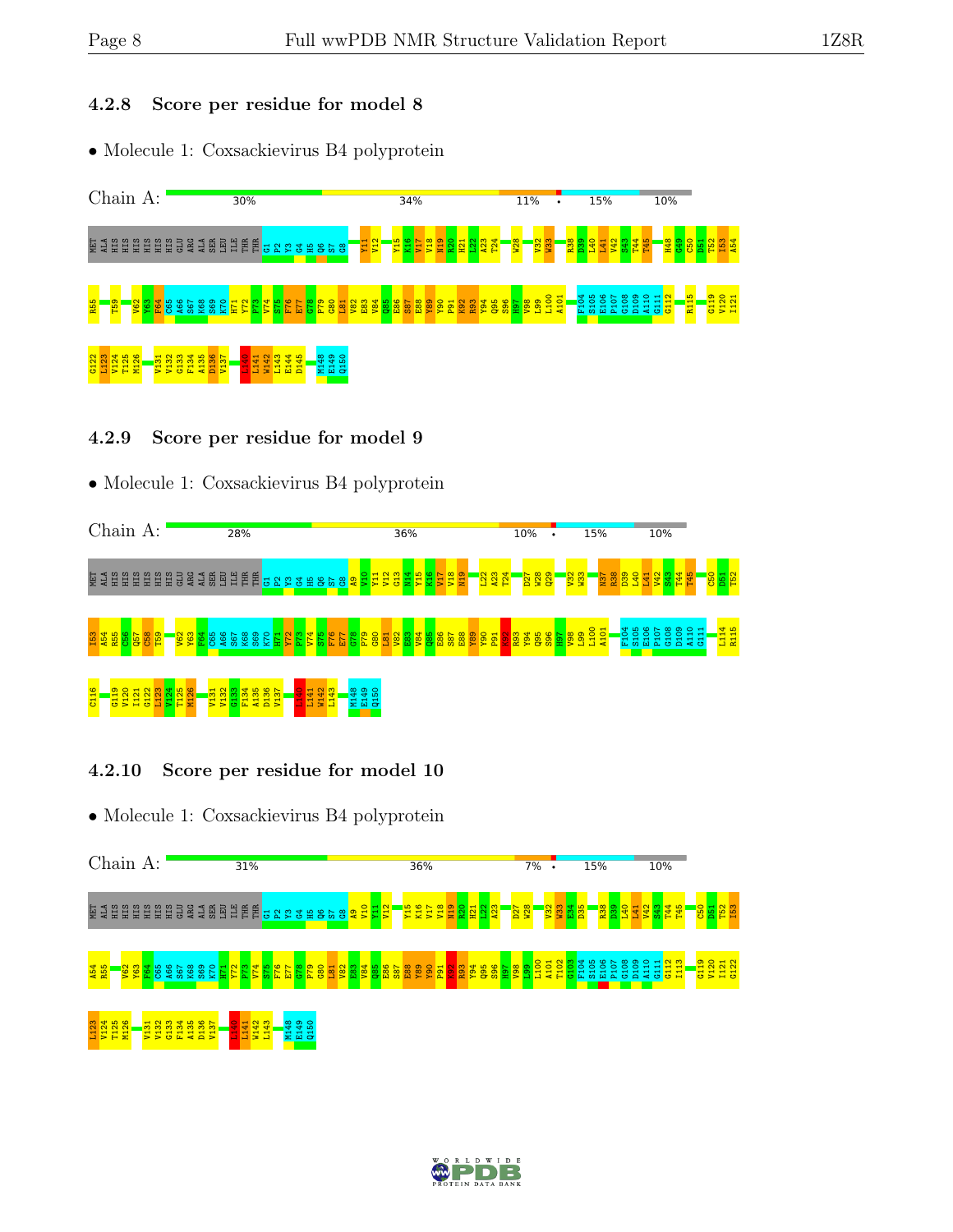### 4.2.8 Score per residue for model 8

- Molecule 1: Coxsackievirus B4 polyprotein

Chain A: 30% | 34% | 11% | • | 15% | 10%

MET ALA HIS HIS HIS HIS HIS HIS GLU ARG ALA SER LEU ILE THR THR G1 P2 Y3 G4 H5 Q6 S7 G8 Y11 V12 Y15 K16 V17 V18 N19 R20 H21 L22 A23 T24 W28 V32 W33 R38 D39 L40 L41 V42 S43 T44 T45 H48 Q49 C50 D51 T52 I53 A54 R55 T59 V62 Y63 F64 C65 A66 S67 K68 S69 K70 H71 Y72 P73 V74 S75 F76 E77 G78 P79 G80 L81 V82 E83 V84 Q85 E86 S87 E88 Y89 Y90 P91 K92 R93 Y94 Q95 S96 H97 V98 L99 L100 A101 F104 S105 E106 P107 G108 D109 A110 G111 G112 R115 G119 V120 I121 G122 L123 V124 T125 M126 V131 V132 G133 F134 A135 D136 V137 L140 L141 W142 L143 E144 D145 M148 E149 Q150

### 4.2.9 Score per residue for model 9

- Molecule 1: Coxsackievirus B4 polyprotein

Chain A: 28% | 36% | 10% | • | 15% | 10%

MET ALA HIS HIS HIS HIS HIS HIS GLU ARG ALA SER LEU ILE THR THR G1 P2 Y3 G4 H5 Q6 S7 G8 A9 V10 Y11 V12 G13 N14 Y15 K16 V17 V18 N19 L22 A23 T24 D27 W28 Q29 V32 W33 N37 R38 D39 L40 L41 V42 S43 T44 T45 C50 D51 T52 I53 A54 R55 C56 Q57 C58 T59 V62 Y63 F64 C65 A66 S67 K68 S69 K70 H71 Y72 P73 V74 S75 F76 E77 G78 P79 G80 L81 V82 E83 V84 Q85 E86 S87 E88 Y89 Y90 P91 K92 R93 Y94 Q95 S96 H97 V98 L99 L100 A101 F104 S105 E106 P107 G108 D109 A110 G111 L114 R115 C116 G119 V120 I121 G122 L123 V124 T125 M126 V131 V132 G133 F134 A135 D136 V137 L140 L141 W142 L143 M148 E149 Q150

### 4.2.10 Score per residue for model 10

- Molecule 1: Coxsackievirus B4 polyprotein

Chain A: 31% | 36% | 7% | • | 15% | 10%

MET ALA HIS HIS HIS HIS HIS HIS GLU ARG ALA SER LEU ILE THR THR G1 P2 Y3 G4 H5 Q6 S7 G8 A9 V10 Y11 V12 Y15 K16 V17 V18 N19 R20 H21 L22 A23 D27 W28 V32 W33 E34 D35 R38 D39 L40 L41 V42 S43 T44 T45 C50 D51 T52 I53 A54 R55 V62 Y63 F64 C65 A66 S67 K68 S69 K70 H71 Y72 P73 V74 S75 F76 E77 G78 P79 G80 L81 V82 E83 V84 Q85 E86 S87 E88 Y89 Y90 P91 K92 R93 Y94 Q95 S96 H97 V98 L99 L100 A101 T102 G103 F104 S105 E106 P107 G108 D109 A110 G111 G112 I113 G119 V120 I121 G122 L123 V124 T125 M126 V131 V132 G133 F134 A135 D136 V137 L140 L141 W142 L143 M148 E149 Q150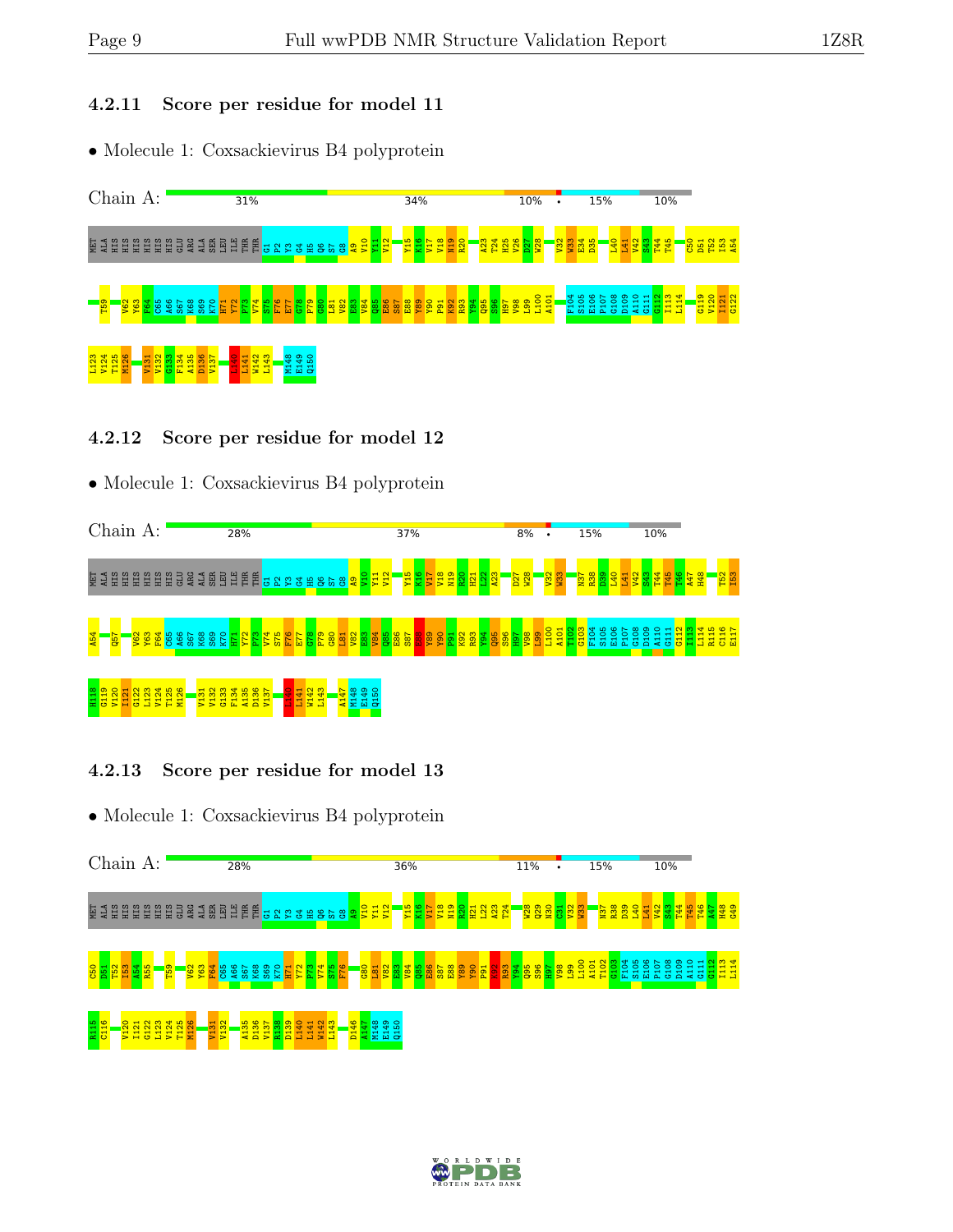### 4.2.11 Score per residue for model 11

- Molecule 1: Coxsackievirus B4 polyprotein

Chain A: 31% | 34% | 10% | • | 15% | 10%

MET ALA HIS HIS HIS HIS HIS HIS GLU ARG ALA SER LEU ILE THR THR G1 P2 T3 G4 H5 Q6 S7 G8 A9 V10 Y11 V12 Y15 K16 V17 Y18 N19 R20 A23 T24 H25 V26 D27 W28 V32 W33 E34 D35 L40 L41 V42 S43 T44 T45 C50 D51 T52 I53 A54 T59 V62 Y63 F64 C65 A66 S67 K68 S69 K70 H71 Y72 P73 V74 S75 F76 E77 G78 D79 G80 L81 V82 E83 V84 Q85 E86 S87 E88 Y89 Y90 P91 K92 R93 Y94 Q95 S96 H97 V98 L99 L100 A101 F104 S105 E106 P107 G108 D109 A110 G111 G112 I113 L114 G119 V120 I121 G122 L123 V124 T125 M126 V131 V132 G133 F134 A135 D136 V137 L140 L141 W142 L143 M148 E149 Q150

### 4.2.12 Score per residue for model 12

- Molecule 1: Coxsackievirus B4 polyprotein

Chain A: 28% | 37% | 8% | • | 15% | 10%

MET ALA HIS HIS HIS HIS HIS HIS GLU ARG ALA SER LEU ILE THR THR G1 P2 T3 G4 H5 Q6 S7 G8 A9 V10 Y11 V12 Y15 K16 V17 Y18 N19 R20 H21 L22 A23 D27 W28 V32 W33 N37 R38 D39 L40 L41 V42 S43 T44 T45 T46 A47 H48 T52 I53 A54 Q57 V62 Y63 F64 C65 A66 S67 K68 S69 K70 H71 Y72 P73 V74 S75 F76 E77 G78 P79 G80 L81 V82 E83 V84 Q85 E86 S87 E88 Y89 Y90 P91 K92 R93 Y94 Q95 S96 H97 V98 L99 L100 A101 T102 G103 F104 S105 E106 P107 G108 D109 A110 G111 G112 I113 L114 R115 C116 E117 H118 G119 V120 I121 G122 L123 V124 T125 M126 V131 V132 G133 F134 A135 D136 V137 L140 L141 W142 L143 A147 M148 E149 Q150

### 4.2.13 Score per residue for model 13

- Molecule 1: Coxsackievirus B4 polyprotein

Chain A: 28% | 36% | 11% | • | 15% | 10%

MET ALA HIS HIS HIS HIS HIS HIS GLU ARG ALA SER LEU ILE THR THR G1 P2 T3 G4 H5 Q6 S7 G8 A9 V10 Y11 V12 Y15 K16 V17 Y18 N19 R20 H21 L22 A23 T24 W28 Q29 N30 C31 V32 W33 N37 R38 D39 L40 L41 V42 S43 T44 T45 T46 A47 H48 G49 C50 D51 T52 I53 A54 R55 T59 V62 Y63 F64 C65 A66 S67 K68 S69 K70 H71 Y72 P73 V74 S75 F76 G80 L81 V82 E83 V84 Q85 E86 S87 E88 Y89 Y90 P91 K92 R93 Y94 Q95 S96 H97 V98 L99 L100 A101 T102 G103 F104 S105 E106 P107 G108 D109 A110 G111 G112 I113 L114 R115 C116 V120 I121 G122 L123 V124 T125 M126 V131 V132 A135 D136 V137 R138 D139 L140 L141 W142 L143 D146 A147 M148 E149 Q150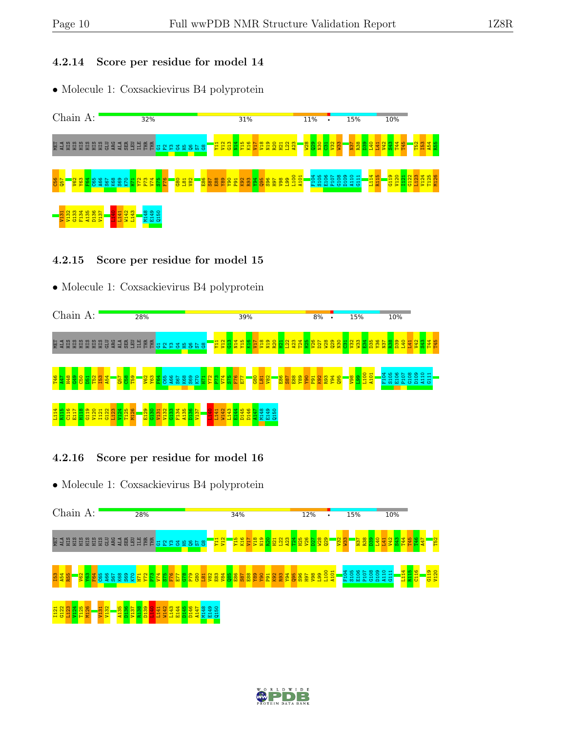### 4.2.14 Score per residue for model 14

- Molecule 1: Coxsackievirus B4 polyprotein

Chain A: 32% | 31% | 11% | • | 15% | 10%

MET ALA HIS HIS HIS HIS HIS HIS GLU ARG ALA SER LEU ILE THR THR G1 P2 Y3 G4 H5 Q6 S7 G8 Y11 V12 G13 N14 Y15 K16 V17 Y18 N19 R20 H21 L22 A23 W28 Q29 N30 C31 V32 W33 N37 R38 D39 L40 L41 V42 S43 T44 T45 T52 I53 A54 R55 C56 Q57 V62 Y63 F64 C65 A66 S67 K68 S69 K70 H71 Y72 P73 V74 S75 F76 G80 L81 V82 E86 S87 E88 Y89 Y90 P91 K92 R93 Y94 Q95 S96 H97 V98 L99 L100 A101 F104 S105 E106 P107 G108 D109 A110 G111 L114 R115 G119 V120 I121 G122 L123 V124 T125 M126 V131 V132 G133 F134 A135 D136 V137 L140 L141 W142 L143 M148 E149 Q150

### 4.2.15 Score per residue for model 15

- Molecule 1: Coxsackievirus B4 polyprotein

Chain A: 28% | 39% | 8% | • | 15% | 10%

MET ALA HIS HIS HIS HIS HIS HIS GLU ARG ALA SER LEU ILE THR THR G1 P2 Y3 G4 H5 Q6 S7 G8 Y11 V12 G13 N14 Y15 K16 V17 Y18 N19 R20 H21 L22 A23 T24 H25 V26 D27 W28 Q29 N30 C31 V32 W33 E34 D35 Y36 N37 R38 D39 L40 L41 V42 S43 T44 T45 T46 A47 H48 G49 C50 D51 T52 I53 A54 Q57 C58 T59 V62 Y63 F64 C65 A66 S67 K68 S69 K70 H71 Y72 P73 V74 S75 F76 E77 G80 L81 V82 E86 S87 E88 Y89 Y90 P91 K92 R93 Y94 Q95 V98 L99 L100 A101 F104 S105 E106 P107 G108 D109 A110 G111 L114 R115 C116 E117 H118 G119 V120 I121 G122 L123 V124 T125 M126 E129 G130 V131 V132 G133 F134 A135 D136 V137 L140 L141 W142 L143 E144 D145 D146 A147 M148 E149 Q150

### 4.2.16 Score per residue for model 16

- Molecule 1: Coxsackievirus B4 polyprotein

Chain A: 28% | 34% | 12% | • | 15% | 10%

MET ALA HIS HIS HIS HIS HIS HIS GLU ARG ALA SER LEU ILE THR THR G1 P2 Y3 G4 H5 Q6 S7 G8 Y11 V12 Y15 K16 V17 Y18 N19 R20 H21 L22 A23 T24 H25 V26 D27 W28 Q29 V32 W33 N37 R38 D39 L40 L41 V42 S43 T44 T45 T46 A47 T52 I53 A54 R55 V62 Y63 F64 C65 A66 S67 K68 S69 K70 H71 Y72 P73 V74 S75 F76 E77 G78 P79 G80 L81 V82 E83 V84 Q85 E86 S87 E88 Y89 Y90 P91 K92 R93 Y94 Q95 S96 H97 V98 L99 L100 A101 F104 S105 E106 P107 G108 D109 A110 G111 L114 R115 C116 G119 V120 I121 G122 L123 V124 T125 M126 V131 V132 A135 D136 V137 R138 D139 L140 L141 W142 L143 E144 D145 D146 A147 M148 E149 Q150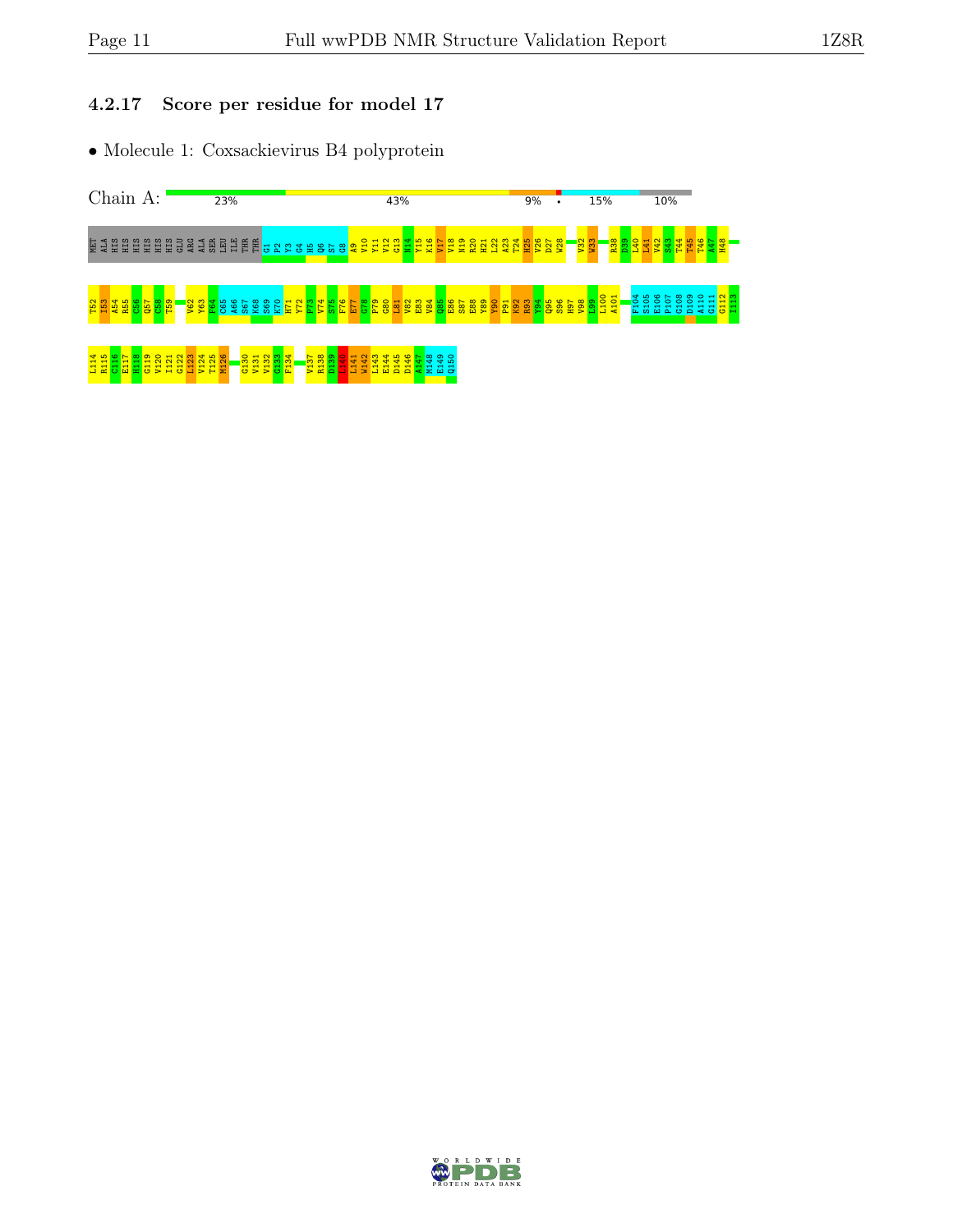### 4.2.17 Score per residue for model 17

- Molecule 1: Coxsackievirus B4 polyprotein

Chain A: 23% | 43% | 9% | • | 15% | 10%

MET ALA HIS HIS HIS HIS HIS HIS GLU ARG ALA SER LEU ILE THR THR G1 P2 Y3 G4 H5 Q6 S7 G8 A9 V10 Y11 V12 G13 N14 Y15 K16 V17 V18 N19 R20 H21 L22 A23 T24 H25 V26 D27 W28 V32 W33 R38 D39 L40 L41 V42 S43 T44 T45 T46 A47 H48 T52 I53 A54 R55 C56 Q57 C58 T59 V62 Y63 F64 C65 A66 S67 K68 S69 K70 H71 Y72 P73 V74 S75 F76 E77 G78 P79 G80 L81 V82 E83 V84 Q85 E86 S87 E88 Y89 Y90 P91 K92 R93 Y94 Q95 S96 H97 V98 L99 L100 A101 F104 S105 E106 P107 G108 D109 A110 G111 G112 I113 L114 R115 C116 E117 H118 G119 V120 I121 G122 L123 V124 T125 M126 G130 V131 V132 G133 F134 V137 R138 D139 L140 L141 W142 L143 E144 D145 D146 A147 M148 E149 Q150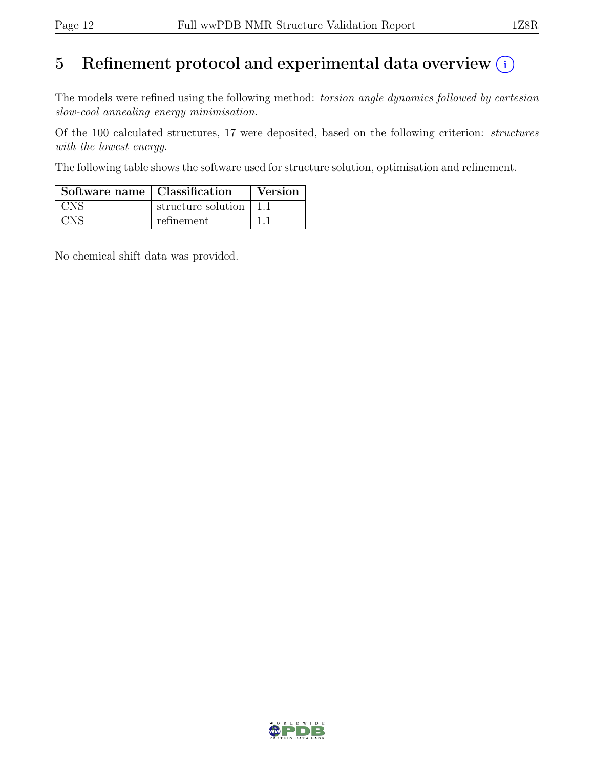# 5 Refinement protocol and experimental data overview (i)

The models were refined using the following method: *torsion angle dynamics followed by cartesian slow-cool annealing energy minimisation*.

Of the 100 calculated structures, 17 were deposited, based on the following criterion: *structures with the lowest energy*.

The following table shows the software used for structure solution, optimisation and refinement.

| Software name | Classification | Version |
| --- | --- | --- |
| CNS | structure solution | 1.1 |
| CNS | refinement | 1.1 |

No chemical shift data was provided.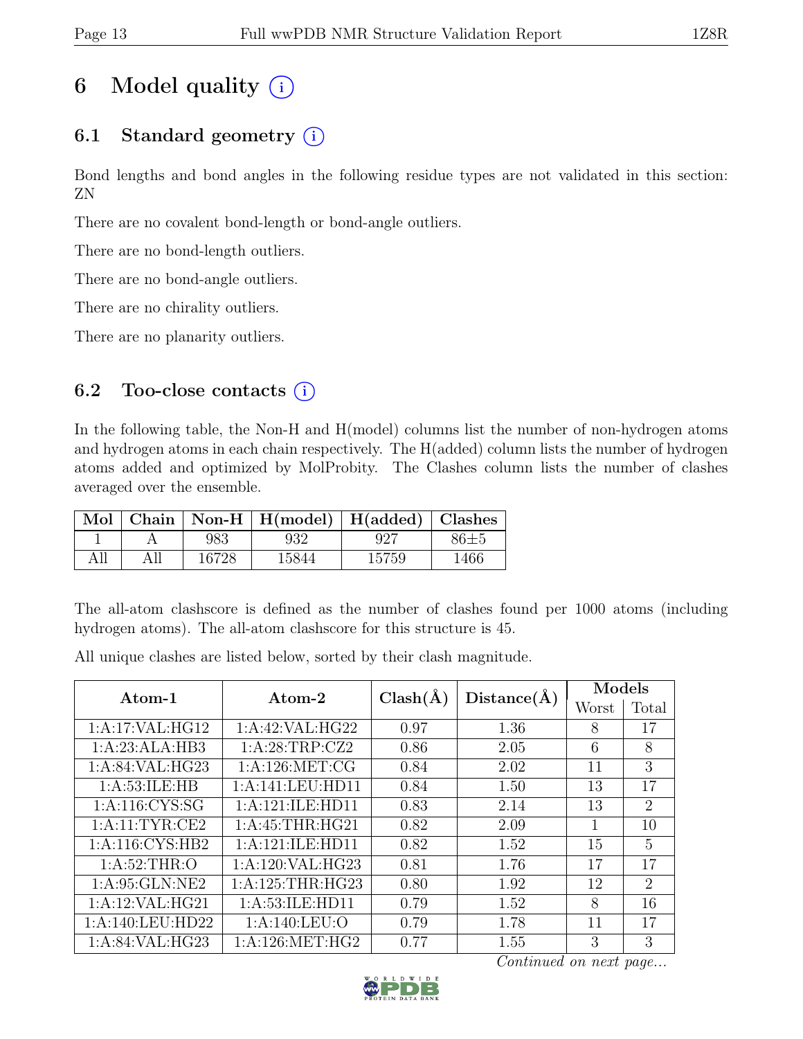# 6 Model quality (i)

## 6.1 Standard geometry (i)

Bond lengths and bond angles in the following residue types are not validated in this section: ZN

There are no covalent bond-length or bond-angle outliers.

There are no bond-length outliers.

There are no bond-angle outliers.

There are no chirality outliers.

There are no planarity outliers.

## 6.2 Too-close contacts (i)

In the following table, the Non-H and H(model) columns list the number of non-hydrogen atoms and hydrogen atoms in each chain respectively. The H(added) column lists the number of hydrogen atoms added and optimized by MolProbity. The Clashes column lists the number of clashes averaged over the ensemble.

| Mol | Chain | Non-H | H(model) | H(added) | Clashes |
|---|---|---|---|---|---|
| 1 | A | 983 | 932 | 927 | 86±5 |
| All | All | 16728 | 15844 | 15759 | 1466 |

The all-atom clashscore is defined as the number of clashes found per 1000 atoms (including hydrogen atoms). The all-atom clashscore for this structure is 45.

All unique clashes are listed below, sorted by their clash magnitude.

| Atom-1 | Atom-2 | Clash(Å) | Distance(Å) | Models | |
|---|---|---|---|---|---|
| | | | | Worst | Total |
| 1:A:17:VAL:HG12 | 1:A:42:VAL:HG22 | 0.97 | 1.36 | 8 | 17 |
| 1:A:23:ALA:HB3 | 1:A:28:TRP:CZ2 | 0.86 | 2.05 | 6 | 8 |
| 1:A:84:VAL:HG23 | 1:A:126:MET:CG | 0.84 | 2.02 | 11 | 3 |
| 1:A:53:ILE:HB | 1:A:141:LEU:HD11 | 0.84 | 1.50 | 13 | 17 |
| 1:A:116:CYS:SG | 1:A:121:ILE:HD11 | 0.83 | 2.14 | 13 | 2 |
| 1:A:11:TYR:CE2 | 1:A:45:THR:HG21 | 0.82 | 2.09 | 1 | 10 |
| 1:A:116:CYS:HB2 | 1:A:121:ILE:HD11 | 0.82 | 1.52 | 15 | 5 |
| 1:A:52:THR:O | 1:A:120:VAL:HG23 | 0.81 | 1.76 | 17 | 17 |
| 1:A:95:GLN:NE2 | 1:A:125:THR:HG23 | 0.80 | 1.92 | 12 | 2 |
| 1:A:12:VAL:HG21 | 1:A:53:ILE:HD11 | 0.79 | 1.52 | 8 | 16 |
| 1:A:140:LEU:HD22 | 1:A:140:LEU:O | 0.79 | 1.78 | 11 | 17 |
| 1:A:84:VAL:HG23 | 1:A:126:MET:HG2 | 0.77 | 1.55 | 3 | 3 |

*Continued on next page...*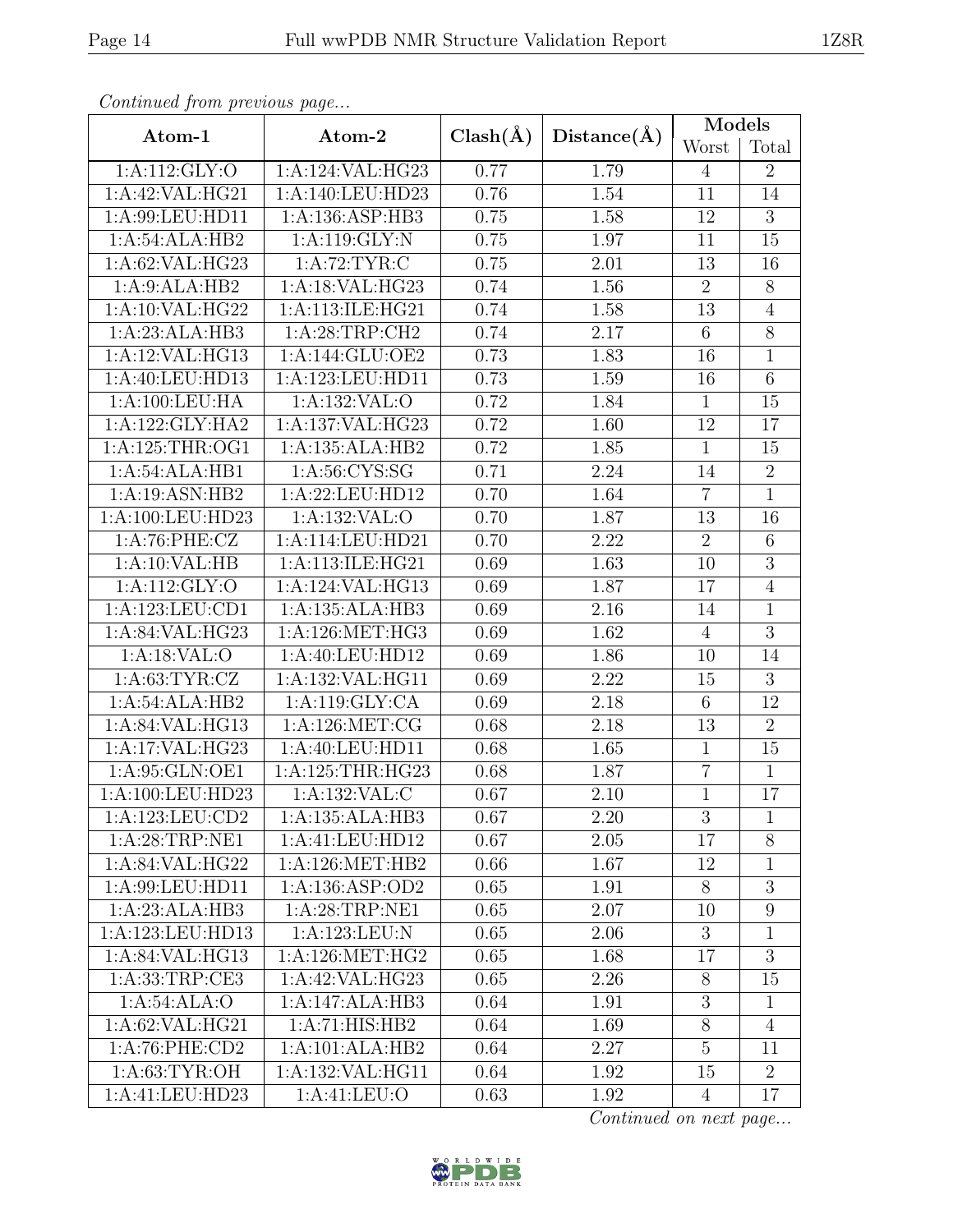*Continued from previous page...*

| Atom-1 | Atom-2 | Clash(Å) | Distance(Å) | Models | |
|---|---|---|---|---|---|
| | | | | Worst | Total |
| 1:A:112:GLY:O | 1:A:124:VAL:HG23 | 0.77 | 1.79 | 4 | 2 |
| 1:A:42:VAL:HG21 | 1:A:140:LEU:HD23 | 0.76 | 1.54 | 11 | 14 |
| 1:A:99:LEU:HD11 | 1:A:136:ASP:HB3 | 0.75 | 1.58 | 12 | 3 |
| 1:A:54:ALA:HB2 | 1:A:119:GLY:N | 0.75 | 1.97 | 11 | 15 |
| 1:A:62:VAL:HG23 | 1:A:72:TYR:C | 0.75 | 2.01 | 13 | 16 |
| 1:A:9:ALA:HB2 | 1:A:18:VAL:HG23 | 0.74 | 1.56 | 2 | 8 |
| 1:A:10:VAL:HG22 | 1:A:113:ILE:HG21 | 0.74 | 1.58 | 13 | 4 |
| 1:A:23:ALA:HB3 | 1:A:28:TRP:CH2 | 0.74 | 2.17 | 6 | 8 |
| 1:A:12:VAL:HG13 | 1:A:144:GLU:OE2 | 0.73 | 1.83 | 16 | 1 |
| 1:A:40:LEU:HD13 | 1:A:123:LEU:HD11 | 0.73 | 1.59 | 16 | 6 |
| 1:A:100:LEU:HA | 1:A:132:VAL:O | 0.72 | 1.84 | 1 | 15 |
| 1:A:122:GLY:HA2 | 1:A:137:VAL:HG23 | 0.72 | 1.60 | 12 | 17 |
| 1:A:125:THR:OG1 | 1:A:135:ALA:HB2 | 0.72 | 1.85 | 1 | 15 |
| 1:A:54:ALA:HB1 | 1:A:56:CYS:SG | 0.71 | 2.24 | 14 | 2 |
| 1:A:19:ASN:HB2 | 1:A:22:LEU:HD12 | 0.70 | 1.64 | 7 | 1 |
| 1:A:100:LEU:HD23 | 1:A:132:VAL:O | 0.70 | 1.87 | 13 | 16 |
| 1:A:76:PHE:CZ | 1:A:114:LEU:HD21 | 0.70 | 2.22 | 2 | 6 |
| 1:A:10:VAL:HB | 1:A:113:ILE:HG21 | 0.69 | 1.63 | 10 | 3 |
| 1:A:112:GLY:O | 1:A:124:VAL:HG13 | 0.69 | 1.87 | 17 | 4 |
| 1:A:123:LEU:CD1 | 1:A:135:ALA:HB3 | 0.69 | 2.16 | 14 | 1 |
| 1:A:84:VAL:HG23 | 1:A:126:MET:HG3 | 0.69 | 1.62 | 4 | 3 |
| 1:A:18:VAL:O | 1:A:40:LEU:HD12 | 0.69 | 1.86 | 10 | 14 |
| 1:A:63:TYR:CZ | 1:A:132:VAL:HG11 | 0.69 | 2.22 | 15 | 3 |
| 1:A:54:ALA:HB2 | 1:A:119:GLY:CA | 0.69 | 2.18 | 6 | 12 |
| 1:A:84:VAL:HG13 | 1:A:126:MET:CG | 0.68 | 2.18 | 13 | 2 |
| 1:A:17:VAL:HG23 | 1:A:40:LEU:HD11 | 0.68 | 1.65 | 1 | 15 |
| 1:A:95:GLN:OE1 | 1:A:125:THR:HG23 | 0.68 | 1.87 | 7 | 1 |
| 1:A:100:LEU:HD23 | 1:A:132:VAL:C | 0.67 | 2.10 | 1 | 17 |
| 1:A:123:LEU:CD2 | 1:A:135:ALA:HB3 | 0.67 | 2.20 | 3 | 1 |
| 1:A:28:TRP:NE1 | 1:A:41:LEU:HD12 | 0.67 | 2.05 | 17 | 8 |
| 1:A:84:VAL:HG22 | 1:A:126:MET:HB2 | 0.66 | 1.67 | 12 | 1 |
| 1:A:99:LEU:HD11 | 1:A:136:ASP:OD2 | 0.65 | 1.91 | 8 | 3 |
| 1:A:23:ALA:HB3 | 1:A:28:TRP:NE1 | 0.65 | 2.07 | 10 | 9 |
| 1:A:123:LEU:HD13 | 1:A:123:LEU:N | 0.65 | 2.06 | 3 | 1 |
| 1:A:84:VAL:HG13 | 1:A:126:MET:HG2 | 0.65 | 1.68 | 17 | 3 |
| 1:A:33:TRP:CE3 | 1:A:42:VAL:HG23 | 0.65 | 2.26 | 8 | 15 |
| 1:A:54:ALA:O | 1:A:147:ALA:HB3 | 0.64 | 1.91 | 3 | 1 |
| 1:A:62:VAL:HG21 | 1:A:71:HIS:HB2 | 0.64 | 1.69 | 8 | 4 |
| 1:A:76:PHE:CD2 | 1:A:101:ALA:HB2 | 0.64 | 2.27 | 5 | 11 |
| 1:A:63:TYR:OH | 1:A:132:VAL:HG11 | 0.64 | 1.92 | 15 | 2 |
| 1:A:41:LEU:HD23 | 1:A:41:LEU:O | 0.63 | 1.92 | 4 | 17 |

*Continued on next page...*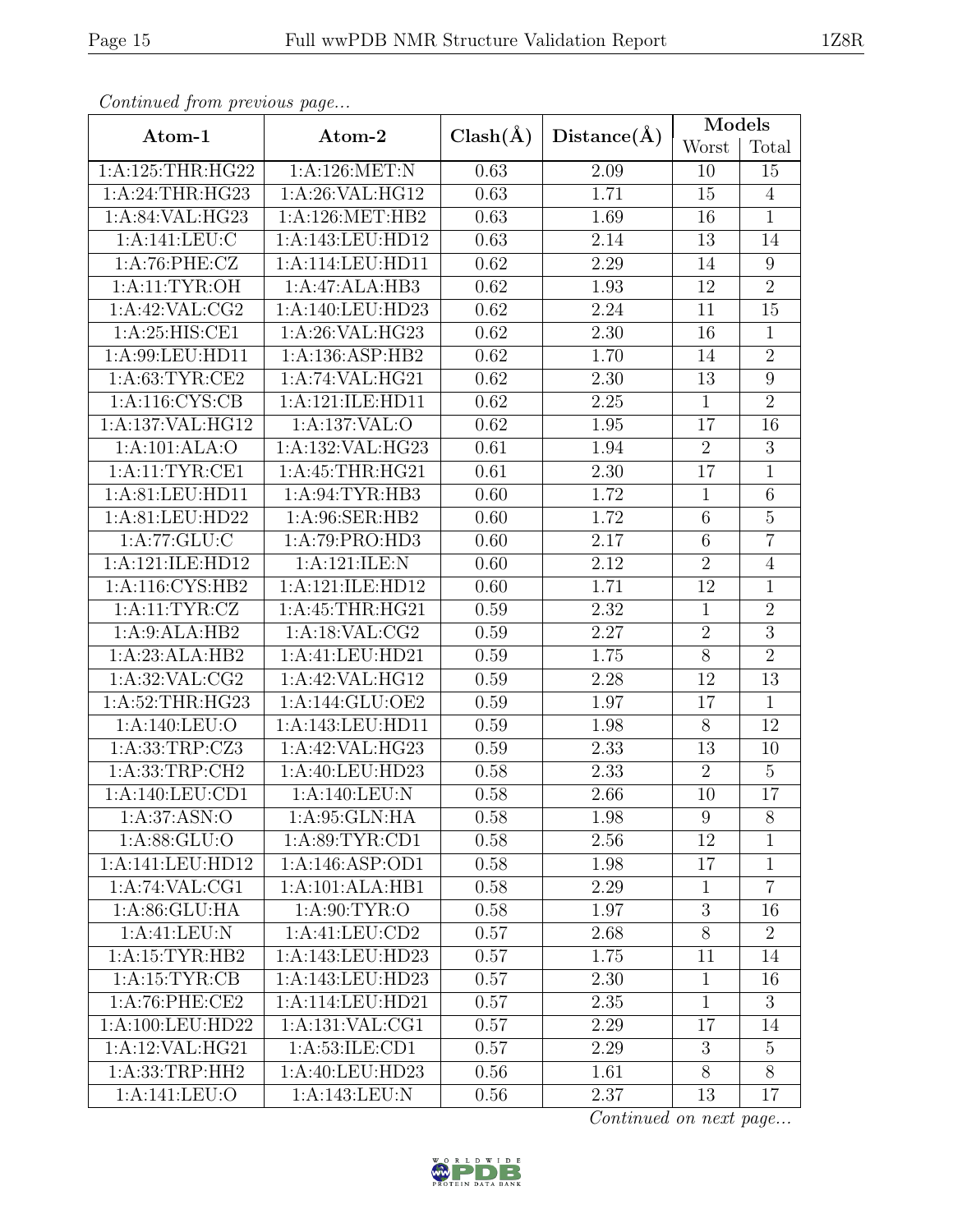*Continued from previous page...*

| Atom-1 | Atom-2 | Clash(Å) | Distance(Å) | Models | |
|---|---|---|---|---|---|
| | | | | Worst | Total |
| 1:A:125:THR:HG22 | 1:A:126:MET:N | 0.63 | 2.09 | 10 | 15 |
| 1:A:24:THR:HG23 | 1:A:26:VAL:HG12 | 0.63 | 1.71 | 15 | 4 |
| 1:A:84:VAL:HG23 | 1:A:126:MET:HB2 | 0.63 | 1.69 | 16 | 1 |
| 1:A:141:LEU:C | 1:A:143:LEU:HD12 | 0.63 | 2.14 | 13 | 14 |
| 1:A:76:PHE:CZ | 1:A:114:LEU:HD11 | 0.62 | 2.29 | 14 | 9 |
| 1:A:11:TYR:OH | 1:A:47:ALA:HB3 | 0.62 | 1.93 | 12 | 2 |
| 1:A:42:VAL:CG2 | 1:A:140:LEU:HD23 | 0.62 | 2.24 | 11 | 15 |
| 1:A:25:HIS:CE1 | 1:A:26:VAL:HG23 | 0.62 | 2.30 | 16 | 1 |
| 1:A:99:LEU:HD11 | 1:A:136:ASP:HB2 | 0.62 | 1.70 | 14 | 2 |
| 1:A:63:TYR:CE2 | 1:A:74:VAL:HG21 | 0.62 | 2.30 | 13 | 9 |
| 1:A:116:CYS:CB | 1:A:121:ILE:HD11 | 0.62 | 2.25 | 1 | 2 |
| 1:A:137:VAL:HG12 | 1:A:137:VAL:O | 0.62 | 1.95 | 17 | 16 |
| 1:A:101:ALA:O | 1:A:132:VAL:HG23 | 0.61 | 1.94 | 2 | 3 |
| 1:A:11:TYR:CE1 | 1:A:45:THR:HG21 | 0.61 | 2.30 | 17 | 1 |
| 1:A:81:LEU:HD11 | 1:A:94:TYR:HB3 | 0.60 | 1.72 | 1 | 6 |
| 1:A:81:LEU:HD22 | 1:A:96:SER:HB2 | 0.60 | 1.72 | 6 | 5 |
| 1:A:77:GLU:C | 1:A:79:PRO:HD3 | 0.60 | 2.17 | 6 | 7 |
| 1:A:121:ILE:HD12 | 1:A:121:ILE:N | 0.60 | 2.12 | 2 | 4 |
| 1:A:116:CYS:HB2 | 1:A:121:ILE:HD12 | 0.60 | 1.71 | 12 | 1 |
| 1:A:11:TYR:CZ | 1:A:45:THR:HG21 | 0.59 | 2.32 | 1 | 2 |
| 1:A:9:ALA:HB2 | 1:A:18:VAL:CG2 | 0.59 | 2.27 | 2 | 3 |
| 1:A:23:ALA:HB2 | 1:A:41:LEU:HD21 | 0.59 | 1.75 | 8 | 2 |
| 1:A:32:VAL:CG2 | 1:A:42:VAL:HG12 | 0.59 | 2.28 | 12 | 13 |
| 1:A:52:THR:HG23 | 1:A:144:GLU:OE2 | 0.59 | 1.97 | 17 | 1 |
| 1:A:140:LEU:O | 1:A:143:LEU:HD11 | 0.59 | 1.98 | 8 | 12 |
| 1:A:33:TRP:CZ3 | 1:A:42:VAL:HG23 | 0.59 | 2.33 | 13 | 10 |
| 1:A:33:TRP:CH2 | 1:A:40:LEU:HD23 | 0.58 | 2.33 | 2 | 5 |
| 1:A:140:LEU:CD1 | 1:A:140:LEU:N | 0.58 | 2.66 | 10 | 17 |
| 1:A:37:ASN:O | 1:A:95:GLN:HA | 0.58 | 1.98 | 9 | 8 |
| 1:A:88:GLU:O | 1:A:89:TYR:CD1 | 0.58 | 2.56 | 12 | 1 |
| 1:A:141:LEU:HD12 | 1:A:146:ASP:OD1 | 0.58 | 1.98 | 17 | 1 |
| 1:A:74:VAL:CG1 | 1:A:101:ALA:HB1 | 0.58 | 2.29 | 1 | 7 |
| 1:A:86:GLU:HA | 1:A:90:TYR:O | 0.58 | 1.97 | 3 | 16 |
| 1:A:41:LEU:N | 1:A:41:LEU:CD2 | 0.57 | 2.68 | 8 | 2 |
| 1:A:15:TYR:HB2 | 1:A:143:LEU:HD23 | 0.57 | 1.75 | 11 | 14 |
| 1:A:15:TYR:CB | 1:A:143:LEU:HD23 | 0.57 | 2.30 | 1 | 16 |
| 1:A:76:PHE:CE2 | 1:A:114:LEU:HD21 | 0.57 | 2.35 | 1 | 3 |
| 1:A:100:LEU:HD22 | 1:A:131:VAL:CG1 | 0.57 | 2.29 | 17 | 14 |
| 1:A:12:VAL:HG21 | 1:A:53:ILE:CD1 | 0.57 | 2.29 | 3 | 5 |
| 1:A:33:TRP:HH2 | 1:A:40:LEU:HD23 | 0.56 | 1.61 | 8 | 8 |
| 1:A:141:LEU:O | 1:A:143:LEU:N | 0.56 | 2.37 | 13 | 17 |

*Continued on next page...*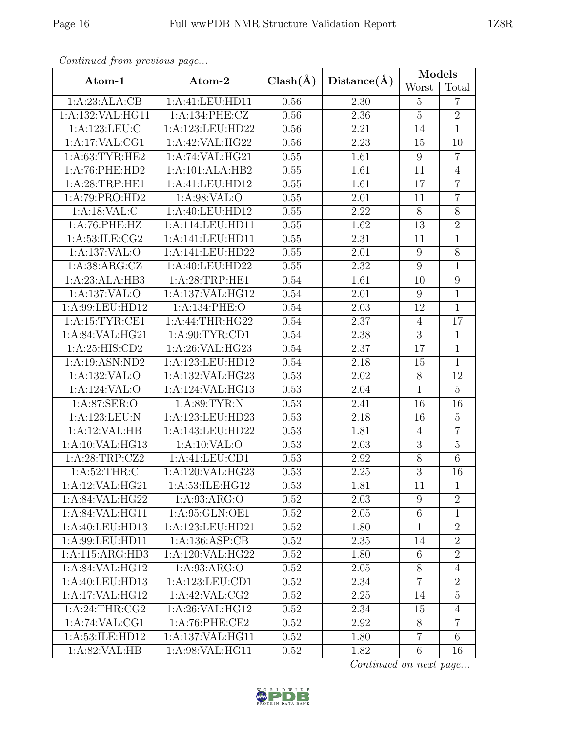*Continued from previous page...*

| Atom-1 | Atom-2 | Clash(Å) | Distance(Å) | Models | |
|---|---|---|---|---|---|
| | | | | Worst | Total |
| 1:A:23:ALA:CB | 1:A:41:LEU:HD11 | 0.56 | 2.30 | 5 | 7 |
| 1:A:132:VAL:HG11 | 1:A:134:PHE:CZ | 0.56 | 2.36 | 5 | 2 |
| 1:A:123:LEU:C | 1:A:123:LEU:HD22 | 0.56 | 2.21 | 14 | 1 |
| 1:A:17:VAL:CG1 | 1:A:42:VAL:HG22 | 0.56 | 2.23 | 15 | 10 |
| 1:A:63:TYR:HE2 | 1:A:74:VAL:HG21 | 0.55 | 1.61 | 9 | 7 |
| 1:A:76:PHE:HD2 | 1:A:101:ALA:HB2 | 0.55 | 1.61 | 11 | 4 |
| 1:A:28:TRP:HE1 | 1:A:41:LEU:HD12 | 0.55 | 1.61 | 17 | 7 |
| 1:A:79:PRO:HD2 | 1:A:98:VAL:O | 0.55 | 2.01 | 11 | 7 |
| 1:A:18:VAL:C | 1:A:40:LEU:HD12 | 0.55 | 2.22 | 8 | 8 |
| 1:A:76:PHE:HZ | 1:A:114:LEU:HD11 | 0.55 | 1.62 | 13 | 2 |
| 1:A:53:ILE:CG2 | 1:A:141:LEU:HD11 | 0.55 | 2.31 | 11 | 1 |
| 1:A:137:VAL:O | 1:A:141:LEU:HD22 | 0.55 | 2.01 | 9 | 8 |
| 1:A:38:ARG:CZ | 1:A:40:LEU:HD22 | 0.55 | 2.32 | 9 | 1 |
| 1:A:23:ALA:HB3 | 1:A:28:TRP:HE1 | 0.54 | 1.61 | 10 | 9 |
| 1:A:137:VAL:O | 1:A:137:VAL:HG12 | 0.54 | 2.01 | 9 | 1 |
| 1:A:99:LEU:HD12 | 1:A:134:PHE:O | 0.54 | 2.03 | 12 | 1 |
| 1:A:15:TYR:CE1 | 1:A:44:THR:HG22 | 0.54 | 2.37 | 4 | 17 |
| 1:A:84:VAL:HG21 | 1:A:90:TYR:CD1 | 0.54 | 2.38 | 3 | 1 |
| 1:A:25:HIS:CD2 | 1:A:26:VAL:HG23 | 0.54 | 2.37 | 17 | 1 |
| 1:A:19:ASN:ND2 | 1:A:123:LEU:HD12 | 0.54 | 2.18 | 15 | 1 |
| 1:A:132:VAL:O | 1:A:132:VAL:HG23 | 0.53 | 2.02 | 8 | 12 |
| 1:A:124:VAL:O | 1:A:124:VAL:HG13 | 0.53 | 2.04 | 1 | 5 |
| 1:A:87:SER:O | 1:A:89:TYR:N | 0.53 | 2.41 | 16 | 16 |
| 1:A:123:LEU:N | 1:A:123:LEU:HD23 | 0.53 | 2.18 | 16 | 5 |
| 1:A:12:VAL:HB | 1:A:143:LEU:HD22 | 0.53 | 1.81 | 4 | 7 |
| 1:A:10:VAL:HG13 | 1:A:10:VAL:O | 0.53 | 2.03 | 3 | 5 |
| 1:A:28:TRP:CZ2 | 1:A:41:LEU:CD1 | 0.53 | 2.92 | 8 | 6 |
| 1:A:52:THR:C | 1:A:120:VAL:HG23 | 0.53 | 2.25 | 3 | 16 |
| 1:A:12:VAL:HG21 | 1:A:53:ILE:HG12 | 0.53 | 1.81 | 11 | 1 |
| 1:A:84:VAL:HG22 | 1:A:93:ARG:O | 0.52 | 2.03 | 9 | 2 |
| 1:A:84:VAL:HG11 | 1:A:95:GLN:OE1 | 0.52 | 2.05 | 6 | 1 |
| 1:A:40:LEU:HD13 | 1:A:123:LEU:HD21 | 0.52 | 1.80 | 1 | 2 |
| 1:A:99:LEU:HD11 | 1:A:136:ASP:CB | 0.52 | 2.35 | 14 | 2 |
| 1:A:115:ARG:HD3 | 1:A:120:VAL:HG22 | 0.52 | 1.80 | 6 | 2 |
| 1:A:84:VAL:HG12 | 1:A:93:ARG:O | 0.52 | 2.05 | 8 | 4 |
| 1:A:40:LEU:HD13 | 1:A:123:LEU:CD1 | 0.52 | 2.34 | 7 | 2 |
| 1:A:17:VAL:HG12 | 1:A:42:VAL:CG2 | 0.52 | 2.25 | 14 | 5 |
| 1:A:24:THR:CG2 | 1:A:26:VAL:HG12 | 0.52 | 2.34 | 15 | 4 |
| 1:A:74:VAL:CG1 | 1:A:76:PHE:CE2 | 0.52 | 2.92 | 8 | 7 |
| 1:A:53:ILE:HD12 | 1:A:137:VAL:HG11 | 0.52 | 1.80 | 7 | 6 |
| 1:A:82:VAL:HB | 1:A:98:VAL:HG11 | 0.52 | 1.82 | 6 | 16 |

*Continued on next page...*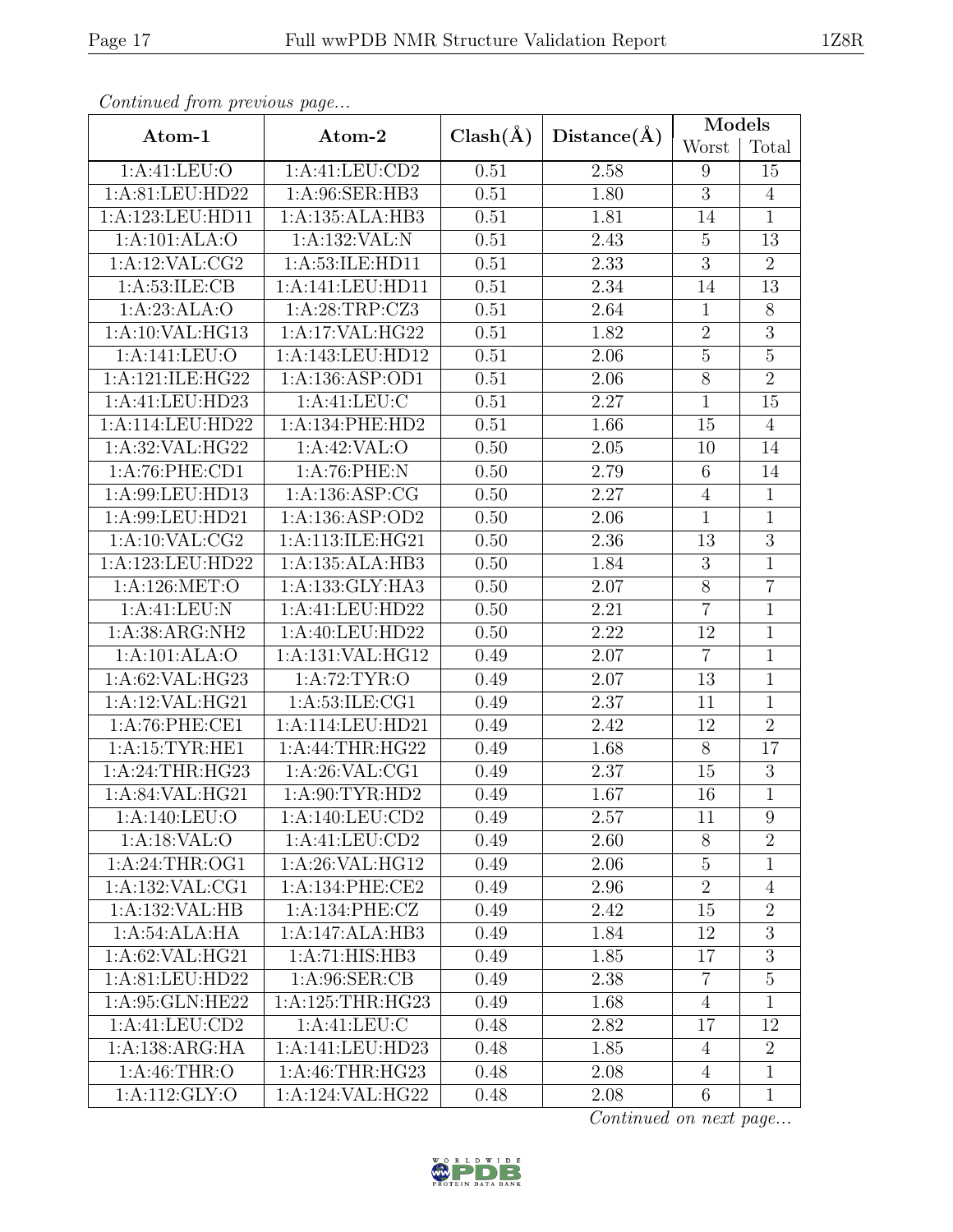*Continued from previous page...*

| Atom-1 | Atom-2 | Clash(Å) | Distance(Å) | Models | |
|---|---|---|---|---|---|
| | | | | Worst | Total |
| 1:A:41:LEU:O | 1:A:41:LEU:CD2 | 0.51 | 2.58 | 9 | 15 |
| 1:A:81:LEU:HD22 | 1:A:96:SER:HB3 | 0.51 | 1.80 | 3 | 4 |
| 1:A:123:LEU:HD11 | 1:A:135:ALA:HB3 | 0.51 | 1.81 | 14 | 1 |
| 1:A:101:ALA:O | 1:A:132:VAL:N | 0.51 | 2.43 | 5 | 13 |
| 1:A:12:VAL:CG2 | 1:A:53:ILE:HD11 | 0.51 | 2.33 | 3 | 2 |
| 1:A:53:ILE:CB | 1:A:141:LEU:HD11 | 0.51 | 2.34 | 14 | 13 |
| 1:A:23:ALA:O | 1:A:28:TRP:CZ3 | 0.51 | 2.64 | 1 | 8 |
| 1:A:10:VAL:HG13 | 1:A:17:VAL:HG22 | 0.51 | 1.82 | 2 | 3 |
| 1:A:141:LEU:O | 1:A:143:LEU:HD12 | 0.51 | 2.06 | 5 | 5 |
| 1:A:121:ILE:HG22 | 1:A:136:ASP:OD1 | 0.51 | 2.06 | 8 | 2 |
| 1:A:41:LEU:HD23 | 1:A:41:LEU:C | 0.51 | 2.27 | 1 | 15 |
| 1:A:114:LEU:HD22 | 1:A:134:PHE:HD2 | 0.51 | 1.66 | 15 | 4 |
| 1:A:32:VAL:HG22 | 1:A:42:VAL:O | 0.50 | 2.05 | 10 | 14 |
| 1:A:76:PHE:CD1 | 1:A:76:PHE:N | 0.50 | 2.79 | 6 | 14 |
| 1:A:99:LEU:HD13 | 1:A:136:ASP:CG | 0.50 | 2.27 | 4 | 1 |
| 1:A:99:LEU:HD21 | 1:A:136:ASP:OD2 | 0.50 | 2.06 | 1 | 1 |
| 1:A:10:VAL:CG2 | 1:A:113:ILE:HG21 | 0.50 | 2.36 | 13 | 3 |
| 1:A:123:LEU:HD22 | 1:A:135:ALA:HB3 | 0.50 | 1.84 | 3 | 1 |
| 1:A:126:MET:O | 1:A:133:GLY:HA3 | 0.50 | 2.07 | 8 | 7 |
| 1:A:41:LEU:N | 1:A:41:LEU:HD22 | 0.50 | 2.21 | 7 | 1 |
| 1:A:38:ARG:NH2 | 1:A:40:LEU:HD22 | 0.50 | 2.22 | 12 | 1 |
| 1:A:101:ALA:O | 1:A:131:VAL:HG12 | 0.49 | 2.07 | 7 | 1 |
| 1:A:62:VAL:HG23 | 1:A:72:TYR:O | 0.49 | 2.07 | 13 | 1 |
| 1:A:12:VAL:HG21 | 1:A:53:ILE:CG1 | 0.49 | 2.37 | 11 | 1 |
| 1:A:76:PHE:CE1 | 1:A:114:LEU:HD21 | 0.49 | 2.42 | 12 | 2 |
| 1:A:15:TYR:HE1 | 1:A:44:THR:HG22 | 0.49 | 1.68 | 8 | 17 |
| 1:A:24:THR:HG23 | 1:A:26:VAL:CG1 | 0.49 | 2.37 | 15 | 3 |
| 1:A:84:VAL:HG21 | 1:A:90:TYR:HD2 | 0.49 | 1.67 | 16 | 1 |
| 1:A:140:LEU:O | 1:A:140:LEU:CD2 | 0.49 | 2.57 | 11 | 9 |
| 1:A:18:VAL:O | 1:A:41:LEU:CD2 | 0.49 | 2.60 | 8 | 2 |
| 1:A:24:THR:OG1 | 1:A:26:VAL:HG12 | 0.49 | 2.06 | 5 | 1 |
| 1:A:132:VAL:CG1 | 1:A:134:PHE:CE2 | 0.49 | 2.96 | 2 | 4 |
| 1:A:132:VAL:HB | 1:A:134:PHE:CZ | 0.49 | 2.42 | 15 | 2 |
| 1:A:54:ALA:HA | 1:A:147:ALA:HB3 | 0.49 | 1.84 | 12 | 3 |
| 1:A:62:VAL:HG21 | 1:A:71:HIS:HB3 | 0.49 | 1.85 | 17 | 3 |
| 1:A:81:LEU:HD22 | 1:A:96:SER:CB | 0.49 | 2.38 | 7 | 5 |
| 1:A:95:GLN:HE22 | 1:A:125:THR:HG23 | 0.49 | 1.68 | 4 | 1 |
| 1:A:41:LEU:CD2 | 1:A:41:LEU:C | 0.48 | 2.82 | 17 | 12 |
| 1:A:138:ARG:HA | 1:A:141:LEU:HD23 | 0.48 | 1.85 | 4 | 2 |
| 1:A:46:THR:O | 1:A:46:THR:HG23 | 0.48 | 2.08 | 4 | 1 |
| 1:A:112:GLY:O | 1:A:124:VAL:HG22 | 0.48 | 2.08 | 6 | 1 |

*Continued on next page...*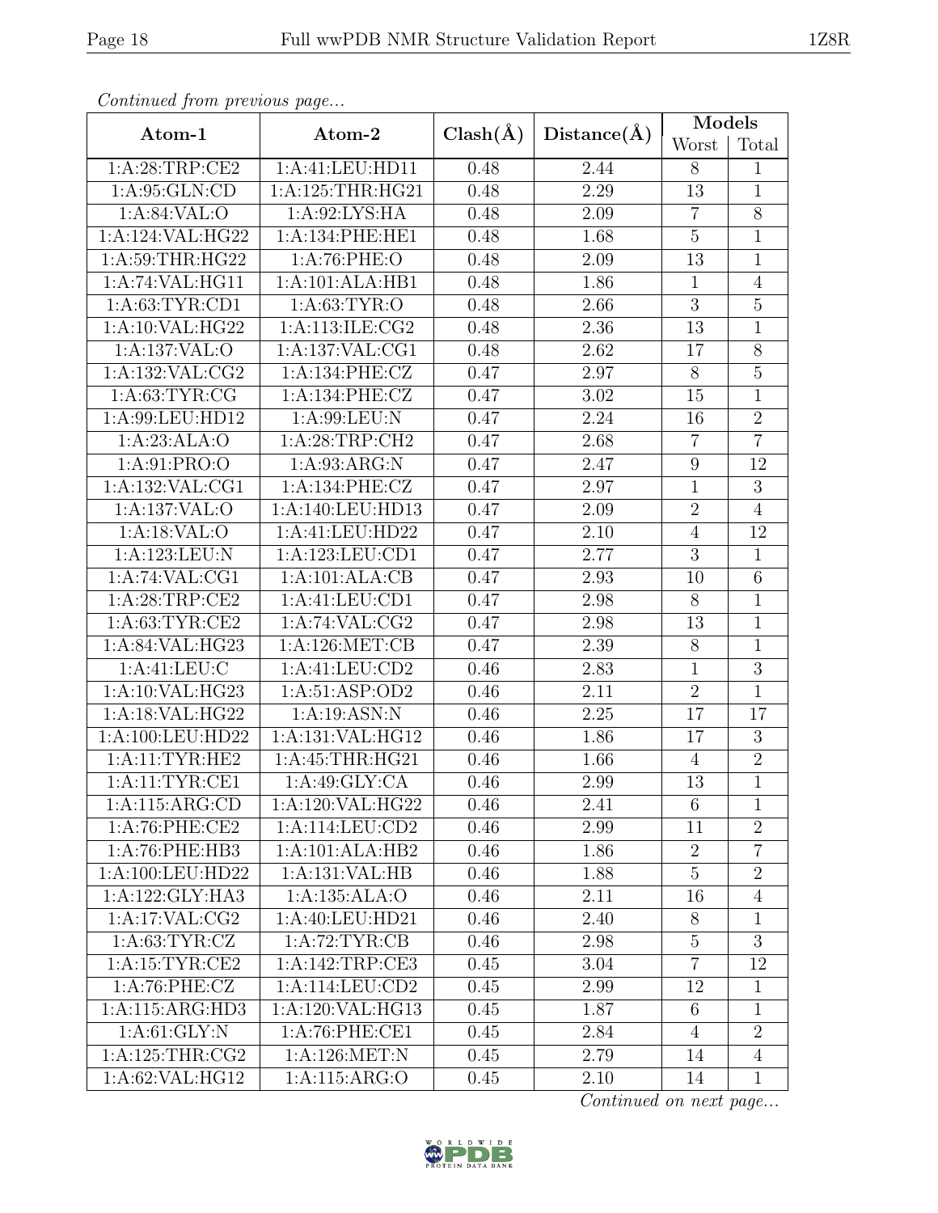*Continued from previous page...*

| Atom-1 | Atom-2 | Clash(Å) | Distance(Å) | Models | |
|---|---|---|---|---|---|
| | | | | Worst | Total |
| 1:A:28:TRP:CE2 | 1:A:41:LEU:HD11 | 0.48 | 2.44 | 8 | 1 |
| 1:A:95:GLN:CD | 1:A:125:THR:HG21 | 0.48 | 2.29 | 13 | 1 |
| 1:A:84:VAL:O | 1:A:92:LYS:HA | 0.48 | 2.09 | 7 | 8 |
| 1:A:124:VAL:HG22 | 1:A:134:PHE:HE1 | 0.48 | 1.68 | 5 | 1 |
| 1:A:59:THR:HG22 | 1:A:76:PHE:O | 0.48 | 2.09 | 13 | 1 |
| 1:A:74:VAL:HG11 | 1:A:101:ALA:HB1 | 0.48 | 1.86 | 1 | 4 |
| 1:A:63:TYR:CD1 | 1:A:63:TYR:O | 0.48 | 2.66 | 3 | 5 |
| 1:A:10:VAL:HG22 | 1:A:113:ILE:CG2 | 0.48 | 2.36 | 13 | 1 |
| 1:A:137:VAL:O | 1:A:137:VAL:CG1 | 0.48 | 2.62 | 17 | 8 |
| 1:A:132:VAL:CG2 | 1:A:134:PHE:CZ | 0.47 | 2.97 | 8 | 5 |
| 1:A:63:TYR:CG | 1:A:134:PHE:CZ | 0.47 | 3.02 | 15 | 1 |
| 1:A:99:LEU:HD12 | 1:A:99:LEU:N | 0.47 | 2.24 | 16 | 2 |
| 1:A:23:ALA:O | 1:A:28:TRP:CH2 | 0.47 | 2.68 | 7 | 7 |
| 1:A:91:PRO:O | 1:A:93:ARG:N | 0.47 | 2.47 | 9 | 12 |
| 1:A:132:VAL:CG1 | 1:A:134:PHE:CZ | 0.47 | 2.97 | 1 | 3 |
| 1:A:137:VAL:O | 1:A:140:LEU:HD13 | 0.47 | 2.09 | 2 | 4 |
| 1:A:18:VAL:O | 1:A:41:LEU:HD22 | 0.47 | 2.10 | 4 | 12 |
| 1:A:123:LEU:N | 1:A:123:LEU:CD1 | 0.47 | 2.77 | 3 | 1 |
| 1:A:74:VAL:CG1 | 1:A:101:ALA:CB | 0.47 | 2.93 | 10 | 6 |
| 1:A:28:TRP:CE2 | 1:A:41:LEU:CD1 | 0.47 | 2.98 | 8 | 1 |
| 1:A:63:TYR:CE2 | 1:A:74:VAL:CG2 | 0.47 | 2.98 | 13 | 1 |
| 1:A:84:VAL:HG23 | 1:A:126:MET:CB | 0.47 | 2.39 | 8 | 1 |
| 1:A:41:LEU:C | 1:A:41:LEU:CD2 | 0.46 | 2.83 | 1 | 3 |
| 1:A:10:VAL:HG23 | 1:A:51:ASP:OD2 | 0.46 | 2.11 | 2 | 1 |
| 1:A:18:VAL:HG22 | 1:A:19:ASN:N | 0.46 | 2.25 | 17 | 17 |
| 1:A:100:LEU:HD22 | 1:A:131:VAL:HG12 | 0.46 | 1.86 | 17 | 3 |
| 1:A:11:TYR:HE2 | 1:A:45:THR:HG21 | 0.46 | 1.66 | 4 | 2 |
| 1:A:11:TYR:CE1 | 1:A:49:GLY:CA | 0.46 | 2.99 | 13 | 1 |
| 1:A:115:ARG:CD | 1:A:120:VAL:HG22 | 0.46 | 2.41 | 6 | 1 |
| 1:A:76:PHE:CE2 | 1:A:114:LEU:CD2 | 0.46 | 2.99 | 11 | 2 |
| 1:A:76:PHE:HB3 | 1:A:101:ALA:HB2 | 0.46 | 1.86 | 2 | 7 |
| 1:A:100:LEU:HD22 | 1:A:131:VAL:HB | 0.46 | 1.88 | 5 | 2 |
| 1:A:122:GLY:HA3 | 1:A:135:ALA:O | 0.46 | 2.11 | 16 | 4 |
| 1:A:17:VAL:CG2 | 1:A:40:LEU:HD21 | 0.46 | 2.40 | 8 | 1 |
| 1:A:63:TYR:CZ | 1:A:72:TYR:CB | 0.46 | 2.98 | 5 | 3 |
| 1:A:15:TYR:CE2 | 1:A:142:TRP:CE3 | 0.45 | 3.04 | 7 | 12 |
| 1:A:76:PHE:CZ | 1:A:114:LEU:CD2 | 0.45 | 2.99 | 12 | 1 |
| 1:A:115:ARG:HD3 | 1:A:120:VAL:HG13 | 0.45 | 1.87 | 6 | 1 |
| 1:A:61:GLY:N | 1:A:76:PHE:CE1 | 0.45 | 2.84 | 4 | 2 |
| 1:A:125:THR:CG2 | 1:A:126:MET:N | 0.45 | 2.79 | 14 | 4 |
| 1:A:62:VAL:HG12 | 1:A:115:ARG:O | 0.45 | 2.10 | 14 | 1 |

*Continued on next page...*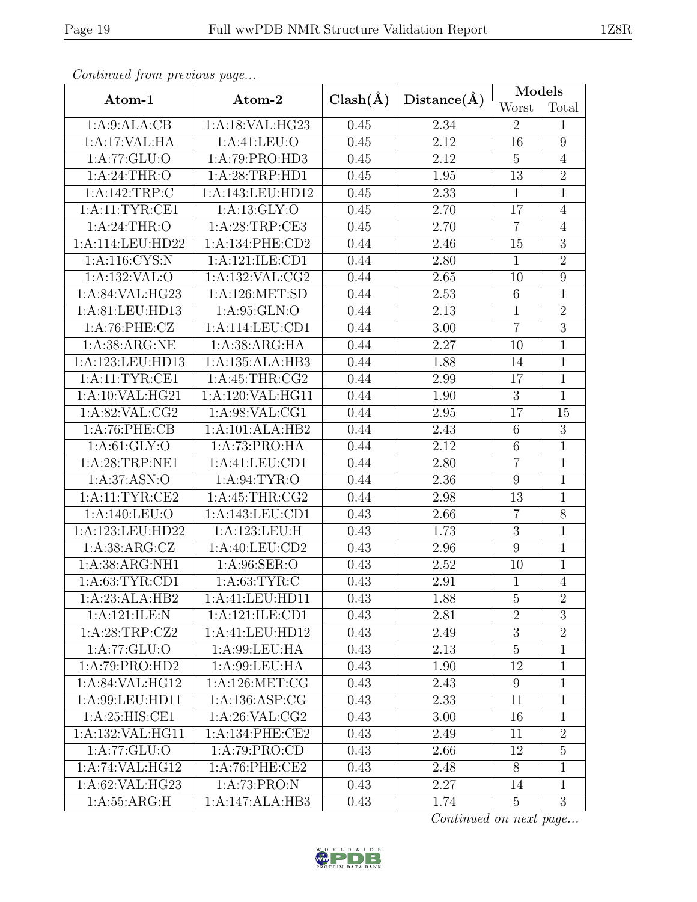*Continued from previous page...*

| Atom-1 | Atom-2 | Clash(Å) | Distance(Å) | Models | |
|---|---|---|---|---|---|
| | | | | Worst | Total |
| 1:A:9:ALA:CB | 1:A:18:VAL:HG23 | 0.45 | 2.34 | 2 | 1 |
| 1:A:17:VAL:HA | 1:A:41:LEU:O | 0.45 | 2.12 | 16 | 9 |
| 1:A:77:GLU:O | 1:A:79:PRO:HD3 | 0.45 | 2.12 | 5 | 4 |
| 1:A:24:THR:O | 1:A:28:TRP:HD1 | 0.45 | 1.95 | 13 | 2 |
| 1:A:142:TRP:C | 1:A:143:LEU:HD12 | 0.45 | 2.33 | 1 | 1 |
| 1:A:11:TYR:CE1 | 1:A:13:GLY:O | 0.45 | 2.70 | 17 | 4 |
| 1:A:24:THR:O | 1:A:28:TRP:CE3 | 0.45 | 2.70 | 7 | 4 |
| 1:A:114:LEU:HD22 | 1:A:134:PHE:CD2 | 0.44 | 2.46 | 15 | 3 |
| 1:A:116:CYS:N | 1:A:121:ILE:CD1 | 0.44 | 2.80 | 1 | 2 |
| 1:A:132:VAL:O | 1:A:132:VAL:CG2 | 0.44 | 2.65 | 10 | 9 |
| 1:A:84:VAL:HG23 | 1:A:126:MET:SD | 0.44 | 2.53 | 6 | 1 |
| 1:A:81:LEU:HD13 | 1:A:95:GLN:O | 0.44 | 2.13 | 1 | 2 |
| 1:A:76:PHE:CZ | 1:A:114:LEU:CD1 | 0.44 | 3.00 | 7 | 3 |
| 1:A:38:ARG:NE | 1:A:38:ARG:HA | 0.44 | 2.27 | 10 | 1 |
| 1:A:123:LEU:HD13 | 1:A:135:ALA:HB3 | 0.44 | 1.88 | 14 | 1 |
| 1:A:11:TYR:CE1 | 1:A:45:THR:CG2 | 0.44 | 2.99 | 17 | 1 |
| 1:A:10:VAL:HG21 | 1:A:120:VAL:HG11 | 0.44 | 1.90 | 3 | 1 |
| 1:A:82:VAL:CG2 | 1:A:98:VAL:CG1 | 0.44 | 2.95 | 17 | 15 |
| 1:A:76:PHE:CB | 1:A:101:ALA:HB2 | 0.44 | 2.43 | 6 | 3 |
| 1:A:61:GLY:O | 1:A:73:PRO:HA | 0.44 | 2.12 | 6 | 1 |
| 1:A:28:TRP:NE1 | 1:A:41:LEU:CD1 | 0.44 | 2.80 | 7 | 1 |
| 1:A:37:ASN:O | 1:A:94:TYR:O | 0.44 | 2.36 | 9 | 1 |
| 1:A:11:TYR:CE2 | 1:A:45:THR:CG2 | 0.44 | 2.98 | 13 | 1 |
| 1:A:140:LEU:O | 1:A:143:LEU:CD1 | 0.43 | 2.66 | 7 | 8 |
| 1:A:123:LEU:HD22 | 1:A:123:LEU:H | 0.43 | 1.73 | 3 | 1 |
| 1:A:38:ARG:CZ | 1:A:40:LEU:CD2 | 0.43 | 2.96 | 9 | 1 |
| 1:A:38:ARG:NH1 | 1:A:96:SER:O | 0.43 | 2.52 | 10 | 1 |
| 1:A:63:TYR:CD1 | 1:A:63:TYR:C | 0.43 | 2.91 | 1 | 4 |
| 1:A:23:ALA:HB2 | 1:A:41:LEU:HD11 | 0.43 | 1.88 | 5 | 2 |
| 1:A:121:ILE:N | 1:A:121:ILE:CD1 | 0.43 | 2.81 | 2 | 3 |
| 1:A:28:TRP:CZ2 | 1:A:41:LEU:HD12 | 0.43 | 2.49 | 3 | 2 |
| 1:A:77:GLU:O | 1:A:99:LEU:HA | 0.43 | 2.13 | 5 | 1 |
| 1:A:79:PRO:HD2 | 1:A:99:LEU:HA | 0.43 | 1.90 | 12 | 1 |
| 1:A:84:VAL:HG12 | 1:A:126:MET:CG | 0.43 | 2.43 | 9 | 1 |
| 1:A:99:LEU:HD11 | 1:A:136:ASP:CG | 0.43 | 2.33 | 11 | 1 |
| 1:A:25:HIS:CE1 | 1:A:26:VAL:CG2 | 0.43 | 3.00 | 16 | 1 |
| 1:A:132:VAL:HG11 | 1:A:134:PHE:CE2 | 0.43 | 2.49 | 11 | 2 |
| 1:A:77:GLU:O | 1:A:79:PRO:CD | 0.43 | 2.66 | 12 | 5 |
| 1:A:74:VAL:HG12 | 1:A:76:PHE:CE2 | 0.43 | 2.48 | 8 | 1 |
| 1:A:62:VAL:HG23 | 1:A:73:PRO:N | 0.43 | 2.27 | 14 | 1 |
| 1:A:55:ARG:H | 1:A:147:ALA:HB3 | 0.43 | 1.74 | 5 | 3 |

*Continued on next page...*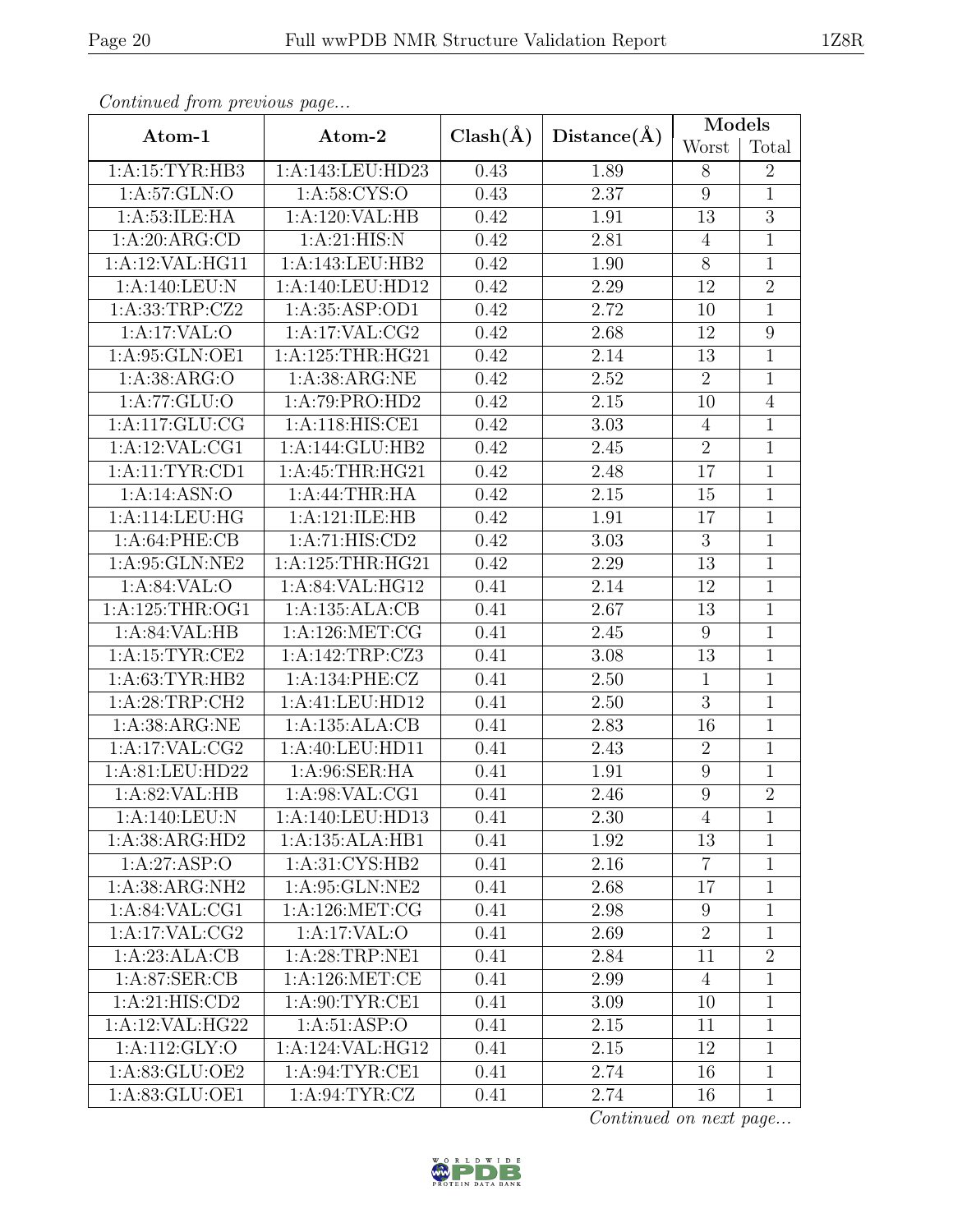*Continued from previous page...*

| Atom-1 | Atom-2 | Clash(Å) | Distance(Å) | Models | |
|---|---|---|---|---|---|
| | | | | Worst | Total |
| 1:A:15:TYR:HB3 | 1:A:143:LEU:HD23 | 0.43 | 1.89 | 8 | 2 |
| 1:A:57:GLN:O | 1:A:58:CYS:O | 0.43 | 2.37 | 9 | 1 |
| 1:A:53:ILE:HA | 1:A:120:VAL:HB | 0.42 | 1.91 | 13 | 3 |
| 1:A:20:ARG:CD | 1:A:21:HIS:N | 0.42 | 2.81 | 4 | 1 |
| 1:A:12:VAL:HG11 | 1:A:143:LEU:HB2 | 0.42 | 1.90 | 8 | 1 |
| 1:A:140:LEU:N | 1:A:140:LEU:HD12 | 0.42 | 2.29 | 12 | 2 |
| 1:A:33:TRP:CZ2 | 1:A:35:ASP:OD1 | 0.42 | 2.72 | 10 | 1 |
| 1:A:17:VAL:O | 1:A:17:VAL:CG2 | 0.42 | 2.68 | 12 | 9 |
| 1:A:95:GLN:OE1 | 1:A:125:THR:HG21 | 0.42 | 2.14 | 13 | 1 |
| 1:A:38:ARG:O | 1:A:38:ARG:NE | 0.42 | 2.52 | 2 | 1 |
| 1:A:77:GLU:O | 1:A:79:PRO:HD2 | 0.42 | 2.15 | 10 | 4 |
| 1:A:117:GLU:CG | 1:A:118:HIS:CE1 | 0.42 | 3.03 | 4 | 1 |
| 1:A:12:VAL:CG1 | 1:A:144:GLU:HB2 | 0.42 | 2.45 | 2 | 1 |
| 1:A:11:TYR:CD1 | 1:A:45:THR:HG21 | 0.42 | 2.48 | 17 | 1 |
| 1:A:14:ASN:O | 1:A:44:THR:HA | 0.42 | 2.15 | 15 | 1 |
| 1:A:114:LEU:HG | 1:A:121:ILE:HB | 0.42 | 1.91 | 17 | 1 |
| 1:A:64:PHE:CB | 1:A:71:HIS:CD2 | 0.42 | 3.03 | 3 | 1 |
| 1:A:95:GLN:NE2 | 1:A:125:THR:HG21 | 0.42 | 2.29 | 13 | 1 |
| 1:A:84:VAL:O | 1:A:84:VAL:HG12 | 0.41 | 2.14 | 12 | 1 |
| 1:A:125:THR:OG1 | 1:A:135:ALA:CB | 0.41 | 2.67 | 13 | 1 |
| 1:A:84:VAL:HB | 1:A:126:MET:CG | 0.41 | 2.45 | 9 | 1 |
| 1:A:15:TYR:CE2 | 1:A:142:TRP:CZ3 | 0.41 | 3.08 | 13 | 1 |
| 1:A:63:TYR:HB2 | 1:A:134:PHE:CZ | 0.41 | 2.50 | 1 | 1 |
| 1:A:28:TRP:CH2 | 1:A:41:LEU:HD12 | 0.41 | 2.50 | 3 | 1 |
| 1:A:38:ARG:NE | 1:A:135:ALA:CB | 0.41 | 2.83 | 16 | 1 |
| 1:A:17:VAL:CG2 | 1:A:40:LEU:HD11 | 0.41 | 2.43 | 2 | 1 |
| 1:A:81:LEU:HD22 | 1:A:96:SER:HA | 0.41 | 1.91 | 9 | 1 |
| 1:A:82:VAL:HB | 1:A:98:VAL:CG1 | 0.41 | 2.46 | 9 | 2 |
| 1:A:140:LEU:N | 1:A:140:LEU:HD13 | 0.41 | 2.30 | 4 | 1 |
| 1:A:38:ARG:HD2 | 1:A:135:ALA:HB1 | 0.41 | 1.92 | 13 | 1 |
| 1:A:27:ASP:O | 1:A:31:CYS:HB2 | 0.41 | 2.16 | 7 | 1 |
| 1:A:38:ARG:NH2 | 1:A:95:GLN:NE2 | 0.41 | 2.68 | 17 | 1 |
| 1:A:84:VAL:CG1 | 1:A:126:MET:CG | 0.41 | 2.98 | 9 | 1 |
| 1:A:17:VAL:CG2 | 1:A:17:VAL:O | 0.41 | 2.69 | 2 | 1 |
| 1:A:23:ALA:CB | 1:A:28:TRP:NE1 | 0.41 | 2.84 | 11 | 2 |
| 1:A:87:SER:CB | 1:A:126:MET:CE | 0.41 | 2.99 | 4 | 1 |
| 1:A:21:HIS:CD2 | 1:A:90:TYR:CE1 | 0.41 | 3.09 | 10 | 1 |
| 1:A:12:VAL:HG22 | 1:A:51:ASP:O | 0.41 | 2.15 | 11 | 1 |
| 1:A:112:GLY:O | 1:A:124:VAL:HG12 | 0.41 | 2.15 | 12 | 1 |
| 1:A:83:GLU:OE2 | 1:A:94:TYR:CE1 | 0.41 | 2.74 | 16 | 1 |
| 1:A:83:GLU:OE1 | 1:A:94:TYR:CZ | 0.41 | 2.74 | 16 | 1 |

*Continued on next page...*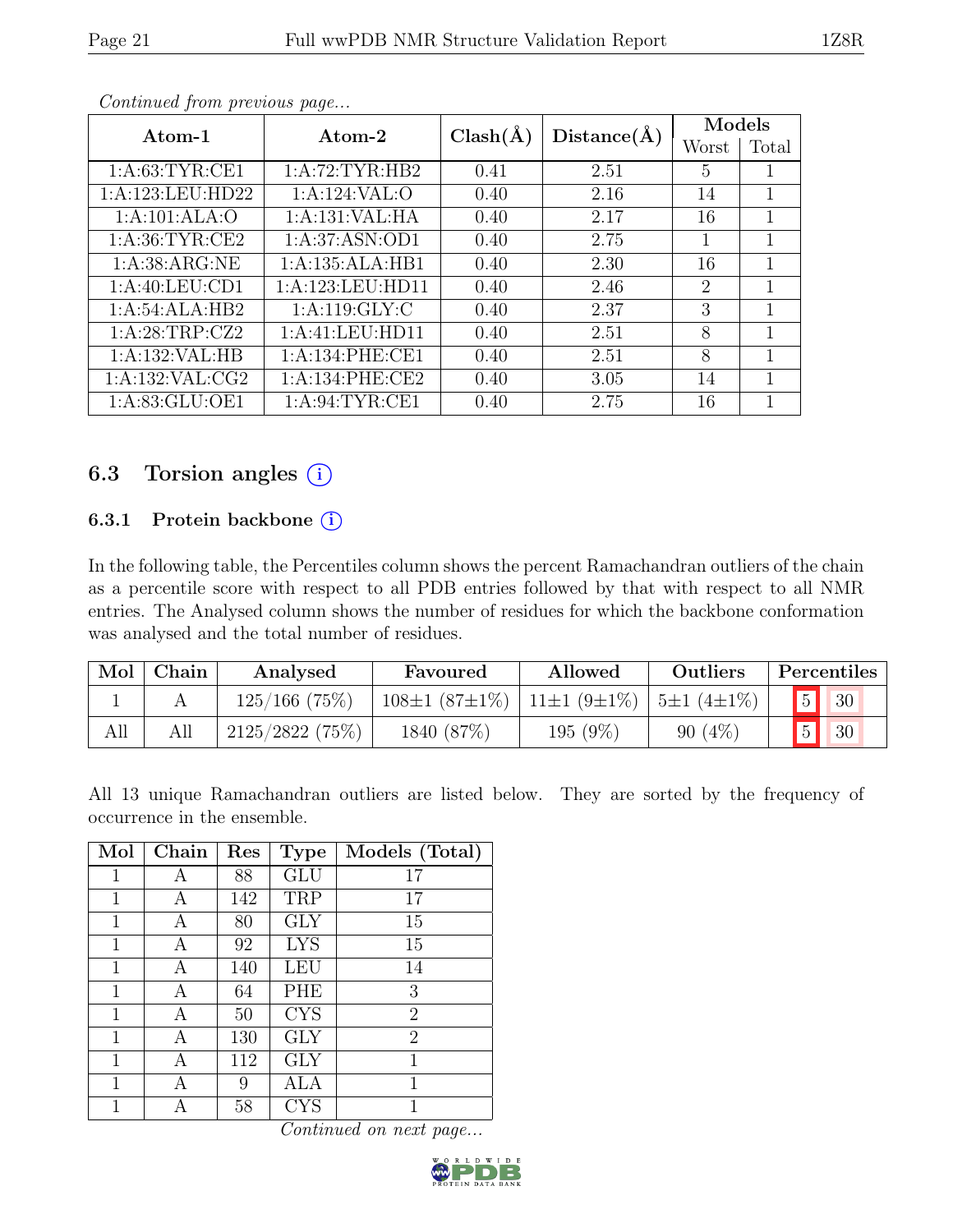*Continued from previous page...*

| Atom-1 | Atom-2 | Clash(Å) | Distance(Å) | Models | |
|---|---|---|---|---|---|
| | | | | Worst | Total |
| 1:A:63:TYR:CE1 | 1:A:72:TYR:HB2 | 0.41 | 2.51 | 5 | 1 |
| 1:A:123:LEU:HD22 | 1:A:124:VAL:O | 0.40 | 2.16 | 14 | 1 |
| 1:A:101:ALA:O | 1:A:131:VAL:HA | 0.40 | 2.17 | 16 | 1 |
| 1:A:36:TYR:CE2 | 1:A:37:ASN:OD1 | 0.40 | 2.75 | 1 | 1 |
| 1:A:38:ARG:NE | 1:A:135:ALA:HB1 | 0.40 | 2.30 | 16 | 1 |
| 1:A:40:LEU:CD1 | 1:A:123:LEU:HD11 | 0.40 | 2.46 | 2 | 1 |
| 1:A:54:ALA:HB2 | 1:A:119:GLY:C | 0.40 | 2.37 | 3 | 1 |
| 1:A:28:TRP:CZ2 | 1:A:41:LEU:HD11 | 0.40 | 2.51 | 8 | 1 |
| 1:A:132:VAL:HB | 1:A:134:PHE:CE1 | 0.40 | 2.51 | 8 | 1 |
| 1:A:132:VAL:CG2 | 1:A:134:PHE:CE2 | 0.40 | 3.05 | 14 | 1 |
| 1:A:83:GLU:OE1 | 1:A:94:TYR:CE1 | 0.40 | 2.75 | 16 | 1 |

## 6.3 Torsion angles (i)

### 6.3.1 Protein backbone (i)

In the following table, the Percentiles column shows the percent Ramachandran outliers of the chain as a percentile score with respect to all PDB entries followed by that with respect to all NMR entries. The Analysed column shows the number of residues for which the backbone conformation was analysed and the total number of residues.

| Mol | Chain | Analysed | Favoured | Allowed | Outliers | Percentiles | |
|---|---|---|---|---|---|---|---|
| 1 | A | 125/166 (75%) | 108±1 (87±1%) | 11±1 (9±1%) | 5±1 (4±1%) | 5 | 30 |
| All | All | 2125/2822 (75%) | 1840 (87%) | 195 (9%) | 90 (4%) | 5 | 30 |

All 13 unique Ramachandran outliers are listed below. They are sorted by the frequency of occurrence in the ensemble.

| Mol | Chain | Res | Type | Models (Total) |
|---|---|---|---|---|
| 1 | A | 88 | GLU | 17 |
| 1 | A | 142 | TRP | 17 |
| 1 | A | 80 | GLY | 15 |
| 1 | A | 92 | LYS | 15 |
| 1 | A | 140 | LEU | 14 |
| 1 | A | 64 | PHE | 3 |
| 1 | A | 50 | CYS | 2 |
| 1 | A | 130 | GLY | 2 |
| 1 | A | 112 | GLY | 1 |
| 1 | A | 9 | ALA | 1 |
| 1 | A | 58 | CYS | 1 |

*Continued on next page...*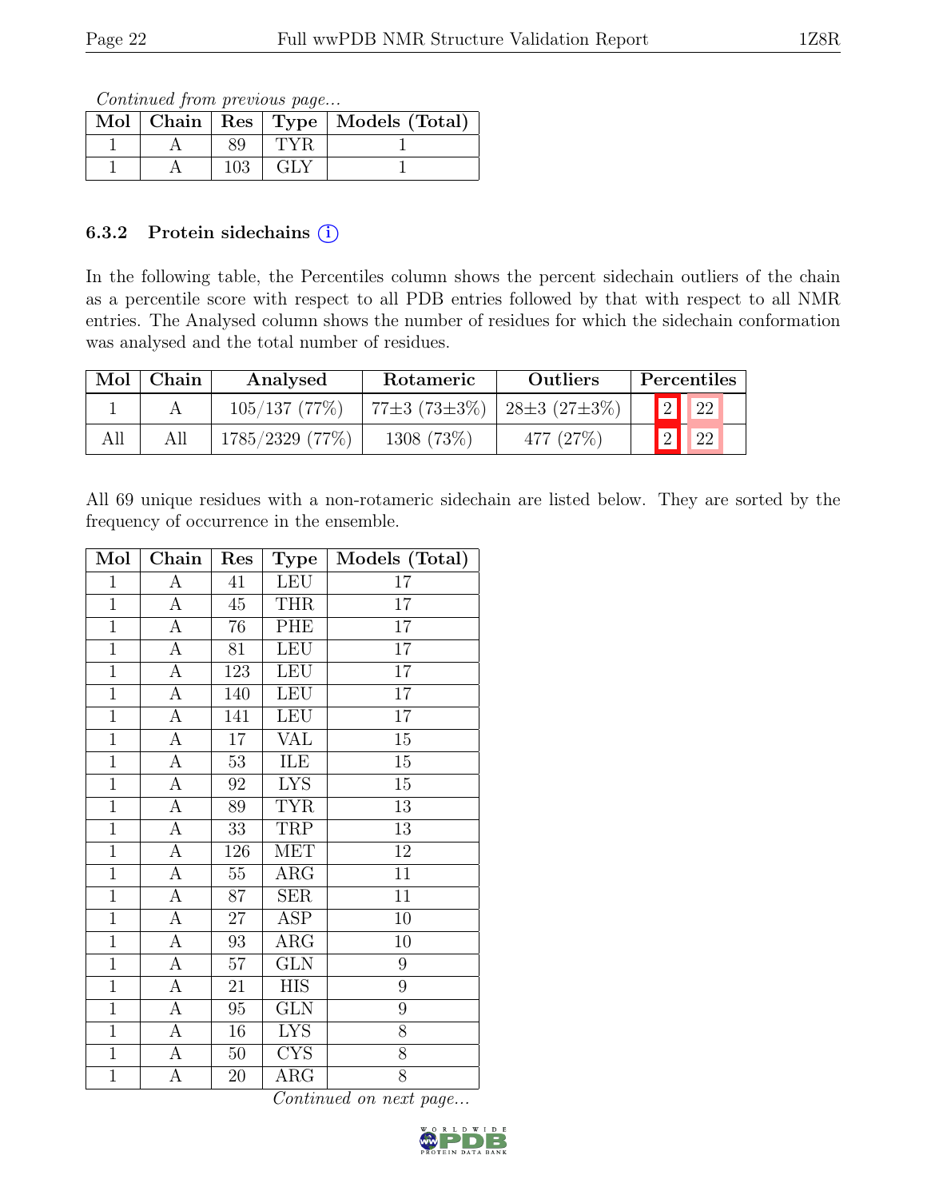*Continued from previous page...*

| Mol | Chain | Res | Type | Models (Total) |
|---|---|---|---|---|
| 1 | A | 89 | TYR | 1 |
| 1 | A | 103 | GLY | 1 |

### 6.3.2 Protein sidechains ⓘ

In the following table, the Percentiles column shows the percent sidechain outliers of the chain as a percentile score with respect to all PDB entries followed by that with respect to all NMR entries. The Analysed column shows the number of residues for which the sidechain conformation was analysed and the total number of residues.

| Mol | Chain | Analysed | Rotameric | Outliers | Percentiles | |
|---|---|---|---|---|---|---|
| 1 | A | 105/137 (77%) | 77±3 (73±3%) | 28±3 (27±3%) | 2 | 22 |
| All | All | 1785/2329 (77%) | 1308 (73%) | 477 (27%) | 2 | 22 |

All 69 unique residues with a non-rotameric sidechain are listed below. They are sorted by the frequency of occurrence in the ensemble.

| Mol | Chain | Res | Type | Models (Total) |
|---|---|---|---|---|
| 1 | A | 41 | LEU | 17 |
| 1 | A | 45 | THR | 17 |
| 1 | A | 76 | PHE | 17 |
| 1 | A | 81 | LEU | 17 |
| 1 | A | 123 | LEU | 17 |
| 1 | A | 140 | LEU | 17 |
| 1 | A | 141 | LEU | 17 |
| 1 | A | 17 | VAL | 15 |
| 1 | A | 53 | ILE | 15 |
| 1 | A | 92 | LYS | 15 |
| 1 | A | 89 | TYR | 13 |
| 1 | A | 33 | TRP | 13 |
| 1 | A | 126 | MET | 12 |
| 1 | A | 55 | ARG | 11 |
| 1 | A | 87 | SER | 11 |
| 1 | A | 27 | ASP | 10 |
| 1 | A | 93 | ARG | 10 |
| 1 | A | 57 | GLN | 9 |
| 1 | A | 21 | HIS | 9 |
| 1 | A | 95 | GLN | 9 |
| 1 | A | 16 | LYS | 8 |
| 1 | A | 50 | CYS | 8 |
| 1 | A | 20 | ARG | 8 |

*Continued on next page...*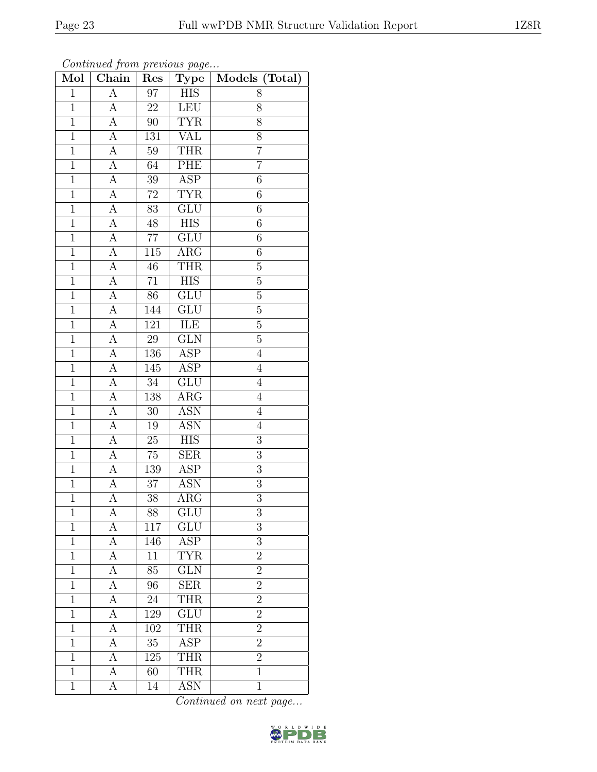*Continued from previous page...*

| Mol | Chain | Res | Type | Models (Total) |
|---|---|---|---|---|
| 1 | A | 97 | HIS | 8 |
| 1 | A | 22 | LEU | 8 |
| 1 | A | 90 | TYR | 8 |
| 1 | A | 131 | VAL | 8 |
| 1 | A | 59 | THR | 7 |
| 1 | A | 64 | PHE | 7 |
| 1 | A | 39 | ASP | 6 |
| 1 | A | 72 | TYR | 6 |
| 1 | A | 83 | GLU | 6 |
| 1 | A | 48 | HIS | 6 |
| 1 | A | 77 | GLU | 6 |
| 1 | A | 115 | ARG | 6 |
| 1 | A | 46 | THR | 5 |
| 1 | A | 71 | HIS | 5 |
| 1 | A | 86 | GLU | 5 |
| 1 | A | 144 | GLU | 5 |
| 1 | A | 121 | ILE | 5 |
| 1 | A | 29 | GLN | 5 |
| 1 | A | 136 | ASP | 4 |
| 1 | A | 145 | ASP | 4 |
| 1 | A | 34 | GLU | 4 |
| 1 | A | 138 | ARG | 4 |
| 1 | A | 30 | ASN | 4 |
| 1 | A | 19 | ASN | 4 |
| 1 | A | 25 | HIS | 3 |
| 1 | A | 75 | SER | 3 |
| 1 | A | 139 | ASP | 3 |
| 1 | A | 37 | ASN | 3 |
| 1 | A | 38 | ARG | 3 |
| 1 | A | 88 | GLU | 3 |
| 1 | A | 117 | GLU | 3 |
| 1 | A | 146 | ASP | 3 |
| 1 | A | 11 | TYR | 2 |
| 1 | A | 85 | GLN | 2 |
| 1 | A | 96 | SER | 2 |
| 1 | A | 24 | THR | 2 |
| 1 | A | 129 | GLU | 2 |
| 1 | A | 102 | THR | 2 |
| 1 | A | 35 | ASP | 2 |
| 1 | A | 125 | THR | 2 |
| 1 | A | 60 | THR | 1 |
| 1 | A | 14 | ASN | 1 |

*Continued on next page...*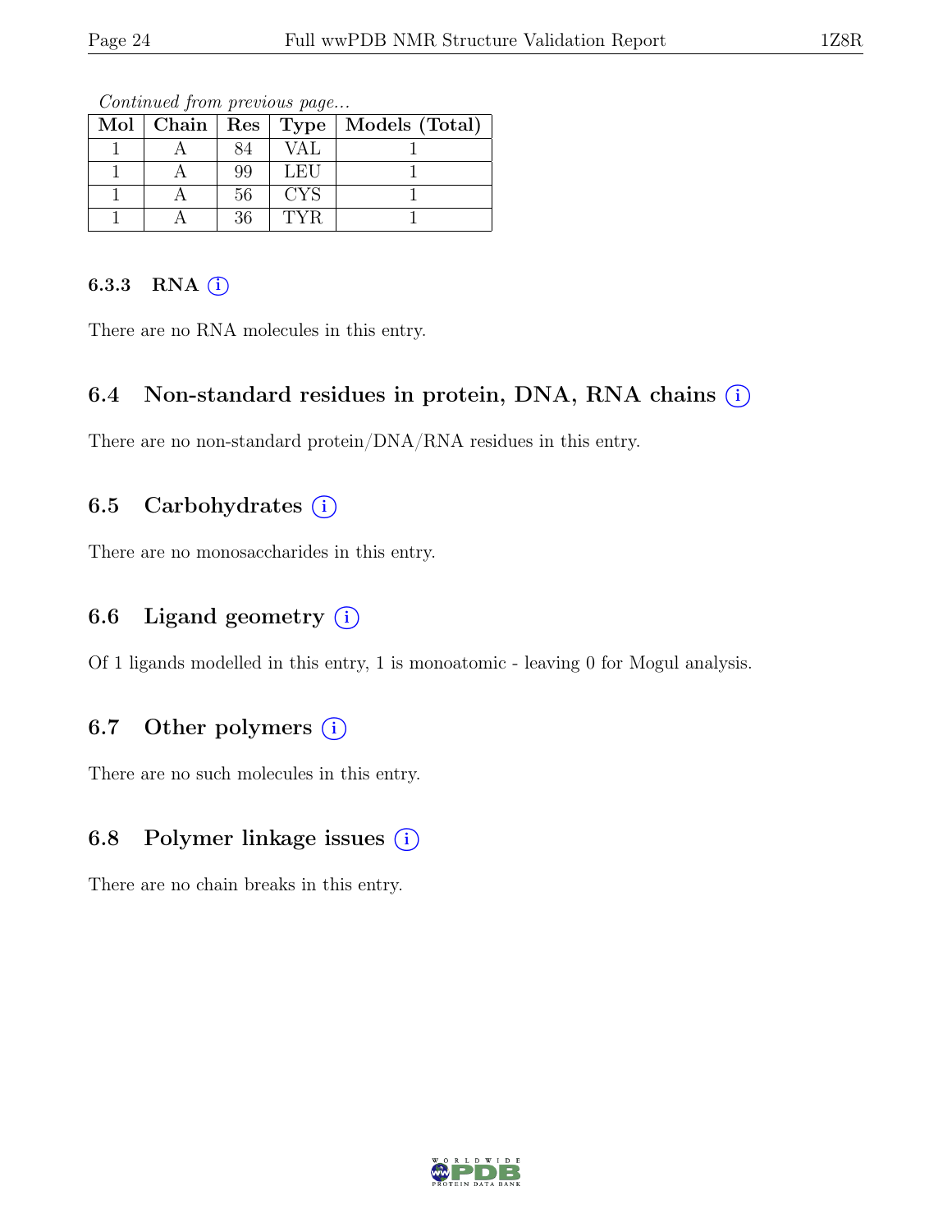*Continued from previous page...*

| Mol | Chain | Res | Type | Models (Total) |
|---|---|---|---|---|
| 1 | A | 84 | VAL | 1 |
| 1 | A | 99 | LEU | 1 |
| 1 | A | 56 | CYS | 1 |
| 1 | A | 36 | TYR | 1 |

#### 6.3.3 RNA

There are no RNA molecules in this entry.

### 6.4 Non-standard residues in protein, DNA, RNA chains

There are no non-standard protein/DNA/RNA residues in this entry.

### 6.5 Carbohydrates

There are no monosaccharides in this entry.

### 6.6 Ligand geometry

Of 1 ligands modelled in this entry, 1 is monoatomic - leaving 0 for Mogul analysis.

### 6.7 Other polymers

There are no such molecules in this entry.

### 6.8 Polymer linkage issues

There are no chain breaks in this entry.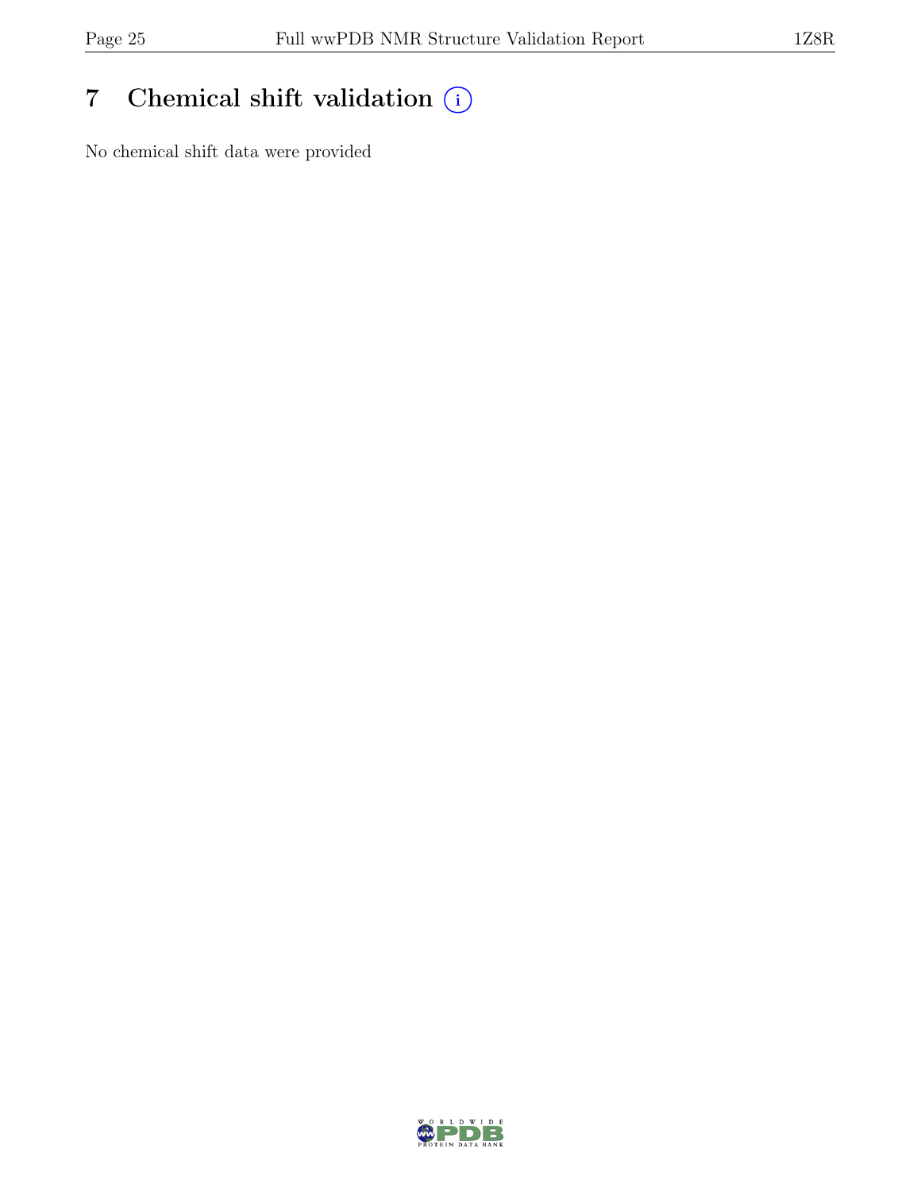# 7 Chemical shift validation

No chemical shift data were provided